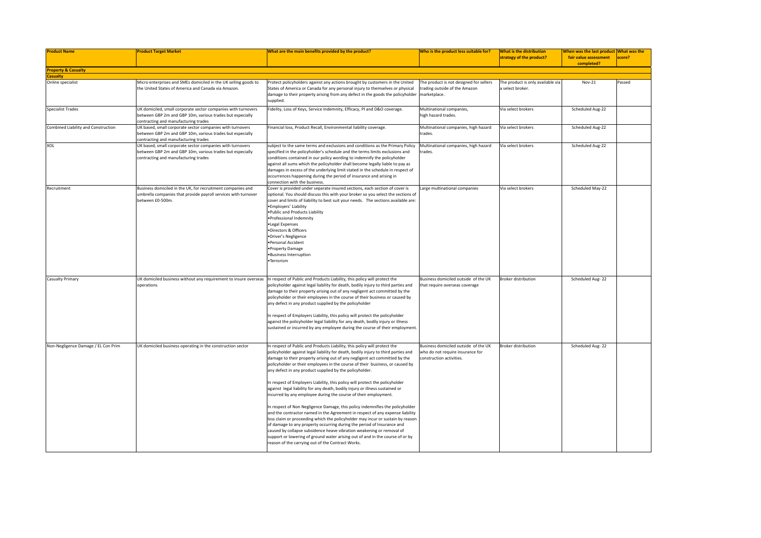| Product Name | Product Target Market | What are the main benefits provided by the product? | Who is the product less suitable for? | What is the distribution strategy of the product? | When was the last product fair value assessment completed? | What was the score? |
|---|---|---|---|---|---|---|
| **Property & Casualty** | | | | | | |
| **Casualty** | | | | | | |
| Online specialist | Micro enterprises and SMEs domiciled in the UK selling goods to the United States of America and Canada via Amazon. | Protect policyholders against any actions brought by customers in the United States of America or Canada for any personal injury to themselves or physical damage to their property arising from any defect in the goods the policyholder supplied. | The product is not designed for sellers trading outside of the Amazon marketplace. | The product is only available via a select broker. | Nov-21 | Passed |
| Specialist Trades | UK domiciled, small corporate sector companies with turnovers between GBP 2m and GBP 10m, various trades but especially contracting and manufacturing trades | Fidelity, Loss of Keys, Service Indemnity, Efficacy, PI and D&O coverage. | Multinational companies, high hazard trades. | Via select brokers | Scheduled Aug-22 | |
| Combined Liability and Construction | UK based, small corporate sector companies with turnovers between GBP 2m and GBP 10m, various trades but especially contracting and manufacturing trades | Financial loss, Product Recall, Environmental liability coverage. | Multinational companies, high hazard trades. | Via select brokers | Scheduled Aug-22 | |
| XOL | UK based, small corporate sector companies with turnovers between GBP 2m and GBP 10m, various trades but especially contracting and manufacturing trades | subject to the same terms and exclusions and conditions as the Primary Policy specified in the policyholder's schedule and the terms limits exclusions and conditions contained in our policy wording to indemnify the policyholder against all sums which the policyholder shall become legally liable to pay as damages in excess of the underlying limit stated in the schedule in respect of occurrences happening during the period of insurance and arising in connection with the business. | Multinational companies, high hazard trades. | Via select brokers | Scheduled Aug-22 | |
| Recruitment | Business domiciled in the UK, for recruitment companies and umbrella companies that provide payroll services with turnover between £0-500m. | Cover is provided under separate insured sections, each section of cover is optional. You should discuss this with your broker so you select the sections of cover and limits of liability to best suit your needs. The sections available are: •Employers' Liability •Public and Products Liability •Professional Indemnity •Legal Expenses •Directors & Officers •Driver's Negligence •Personal Accident •Property Damage •Business Interruption •Terrorism | Large multinational companies | Via select brokers | Scheduled May-22 | |
| Casualty Primary | UK domiciled business without any requirement to insure overseas operations | In respect of Public and Products Liability, this policy will protect the policyholder against legal liability for death, bodily injury to third parties and damage to their property arising out of any negligent act committed by the policyholder or their employees in the course of their business or caused by any defect in any product supplied by the policyholder<br><br>In respect of Employers Liability, this policy will protect the policyholder against the policyholder legal liability for any death, bodily injury or illness sustained or incurred by any employee during the course of their employment. | Business domiciled outside of the UK that require overseas coverage | Broker distribution | Scheduled Aug- 22 | |
| Non-Negligence Damage / EL Con Prim | UK domiciled business operating in the construction sector | In respect of Public and Products Liability, this policy will protect the policyholder against legal liability for death, bodily injury to third parties and damage to their property arising out of any negligent act committed by the policyholder or their employees in the course of their business, or caused by any defect in any product supplied by the policyholder.<br><br>In respect of Employers Liability, this policy will protect the policyholder against legal liability for any death, bodily injury or illness sustained or incurred by any employee during the course of their employment.<br><br>In respect of Non Negligence Damage, this policy indemnifies the policyholder and the contractor named in the Agreement in respect of any expense liability loss claim or proceeding which the policyholder may incur or sustain by reason of damage to any property occurring during the period of Insurance and caused by collapse subsidence heave vibration weakening or removal of support or lowering of ground water arising out of and in the course of or by reason of the carrying out of the Contract Works. | Business domiciled outside of the UK who do not require insurance for construction activities. | Broker distribution | Scheduled Aug- 22 | |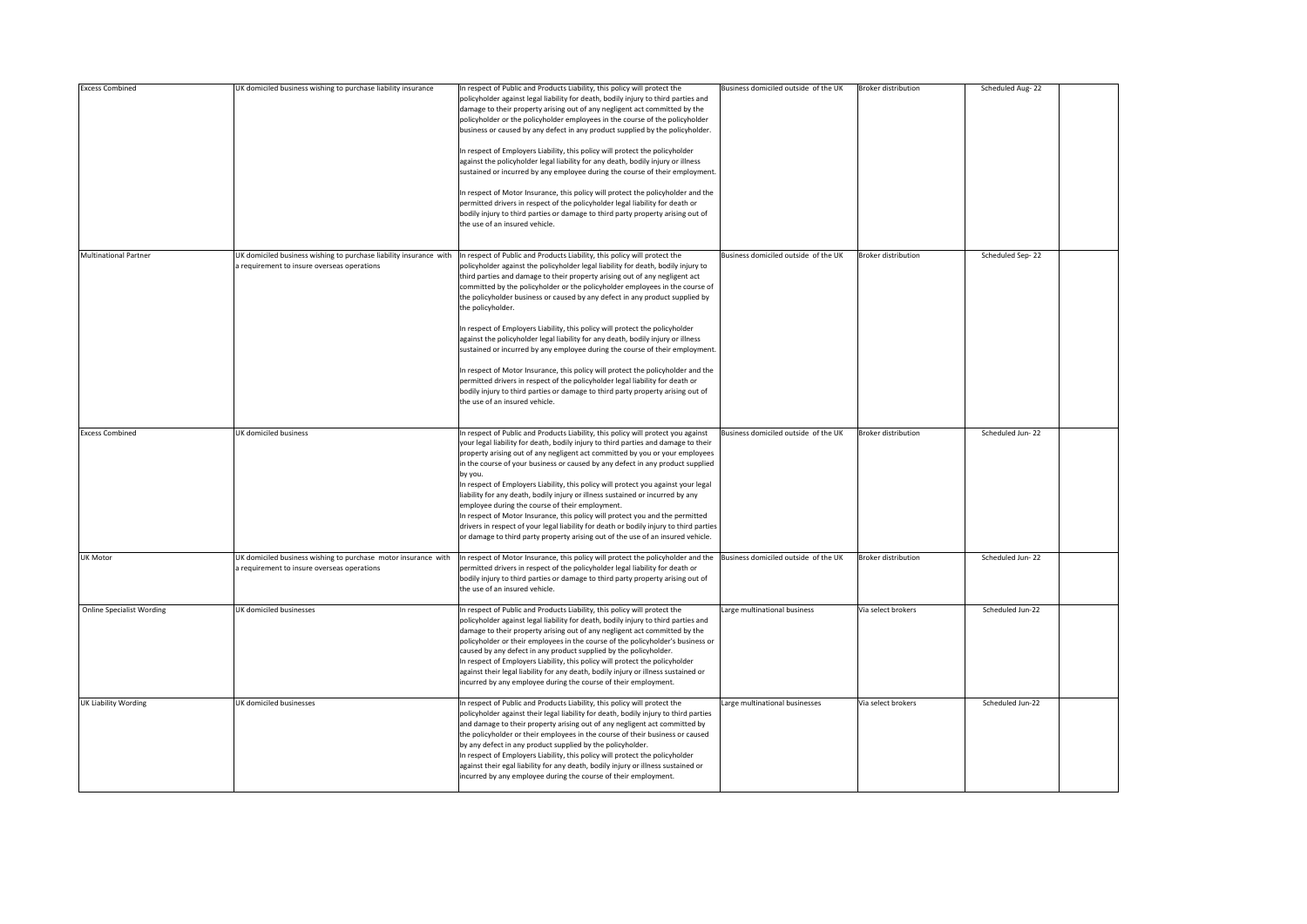| | | | | | | |
|---|---|---|---|---|---|---|
| Excess Combined | UK domiciled business wishing to purchase liability insurance | In respect of Public and Products Liability, this policy will protect the policyholder against legal liability for death, bodily injury to third parties and damage to their property arising out of any negligent act committed by the policyholder or the policyholder employees in the course of the policyholder business or caused by any defect in any product supplied by the policyholder.<br><br>In respect of Employers Liability, this policy will protect the policyholder against the policyholder legal liability for any death, bodily injury or illness sustained or incurred by any employee during the course of their employment.<br><br>In respect of Motor Insurance, this policy will protect the policyholder and the permitted drivers in respect of the policyholder legal liability for death or bodily injury to third parties or damage to third party property arising out of the use of an insured vehicle. | Business domiciled outside of the UK | Broker distribution | Scheduled Aug- 22 | |
| Multinational Partner | UK domiciled business wishing to purchase liability insurance with a requirement to insure overseas operations | In respect of Public and Products Liability, this policy will protect the policyholder against the policyholder legal liability for death, bodily injury to third parties and damage to their property arising out of any negligent act committed by the policyholder or the policyholder employees in the course of the policyholder business or caused by any defect in any product supplied by the policyholder.<br><br>In respect of Employers Liability, this policy will protect the policyholder against the policyholder legal liability for any death, bodily injury or illness sustained or incurred by any employee during the course of their employment.<br><br>In respect of Motor Insurance, this policy will protect the policyholder and the permitted drivers in respect of the policyholder legal liability for death or bodily injury to third parties or damage to third party property arising out of the use of an insured vehicle. | Business domiciled outside of the UK | Broker distribution | Scheduled Sep- 22 | |
| Excess Combined | UK domiciled business | In respect of Public and Products Liability, this policy will protect you against your legal liability for death, bodily injury to third parties and damage to their property arising out of any negligent act committed by you or your employees in the course of your business or caused by any defect in any product supplied by you.<br>In respect of Employers Liability, this policy will protect you against your legal liability for any death, bodily injury or illness sustained or incurred by any employee during the course of their employment.<br>In respect of Motor Insurance, this policy will protect you and the permitted drivers in respect of your legal liability for death or bodily injury to third parties or damage to third party property arising out of the use of an insured vehicle. | Business domiciled outside of the UK | Broker distribution | Scheduled Jun- 22 | |
| UK Motor | UK domiciled business wishing to purchase motor insurance with a requirement to insure overseas operations | In respect of Motor Insurance, this policy will protect the policyholder and the permitted drivers in respect of the policyholder legal liability for death or bodily injury to third parties or damage to third party property arising out of the use of an insured vehicle. | Business domiciled outside of the UK | Broker distribution | Scheduled Jun- 22 | |
| Online Specialist Wording | UK domiciled businesses | In respect of Public and Products Liability, this policy will protect the policyholder against legal liability for death, bodily injury to third parties and damage to their property arising out of any negligent act committed by the policyholder or their employees in the course of the policyholder's business or caused by any defect in any product supplied by the policyholder.<br>In respect of Employers Liability, this policy will protect the policyholder against their legal liability for any death, bodily injury or illness sustained or incurred by any employee during the course of their employment. | Large multinational business | Via select brokers | Scheduled Jun-22 | |
| UK Liability Wording | UK domiciled businesses | In respect of Public and Products Liability, this policy will protect the policyholder against their legal liability for death, bodily injury to third parties and damage to their property arising out of any negligent act committed by the policyholder or their employees in the course of their business or caused by any defect in any product supplied by the policyholder.<br>In respect of Employers Liability, this policy will protect the policyholder against their egal liability for any death, bodily injury or illness sustained or incurred by any employee during the course of their employment. | Large multinational businesses | Via select brokers | Scheduled Jun-22 | |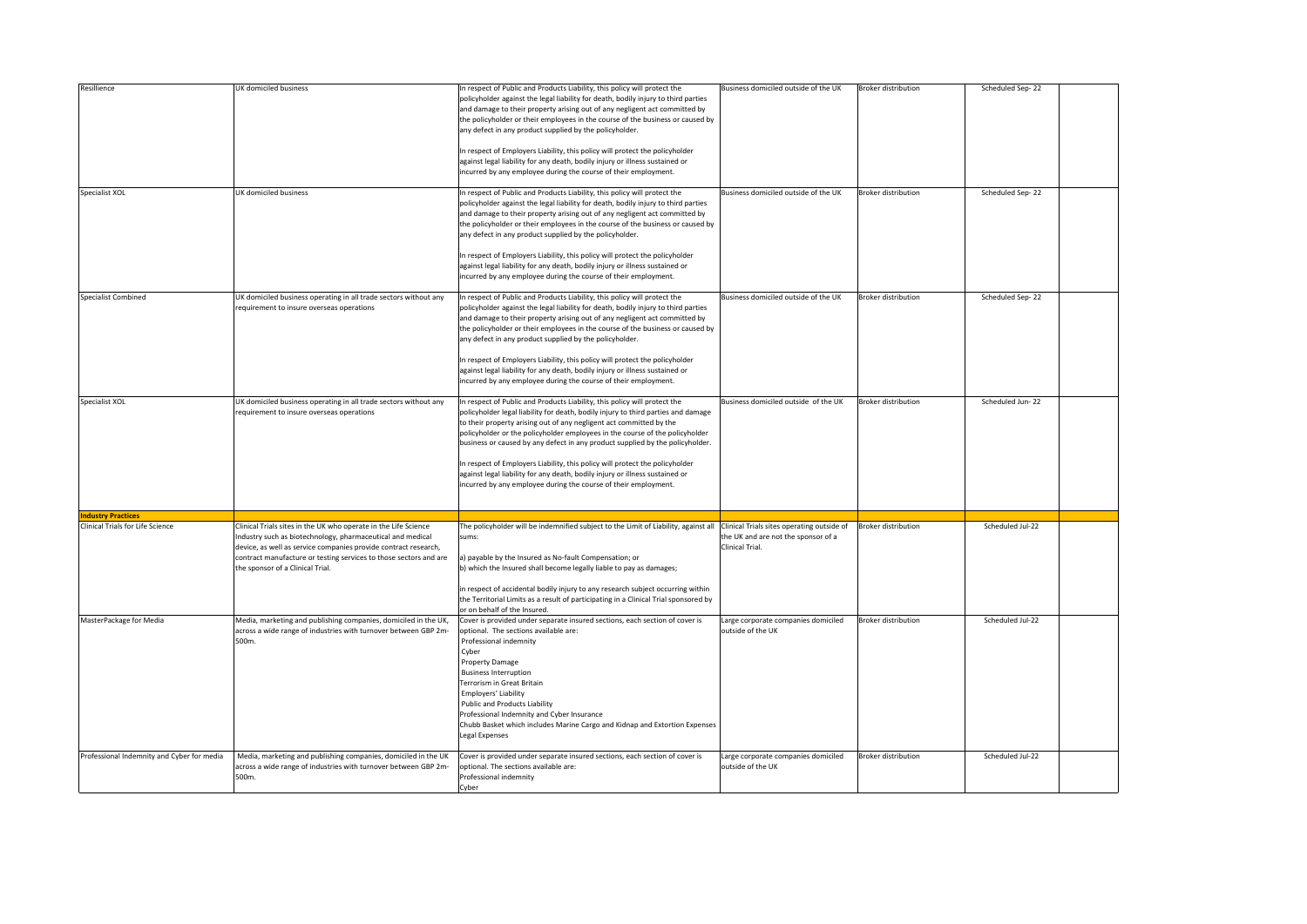| | | | | | | |
|---|---|---|---|---|---|---|
| Resillience | UK domiciled business | In respect of Public and Products Liability, this policy will protect the policyholder against the legal liability for death, bodily injury to third parties and damage to their property arising out of any negligent act committed by the policyholder or their employees in the course of the business or caused by any defect in any product supplied by the policyholder.<br><br>In respect of Employers Liability, this policy will protect the policyholder against legal liability for any death, bodily injury or illness sustained or incurred by any employee during the course of their employment. | Business domiciled outside of the UK | Broker distribution | Scheduled Sep- 22 | |
| Specialist XOL | UK domiciled business | In respect of Public and Products Liability, this policy will protect the policyholder against the legal liability for death, bodily injury to third parties and damage to their property arising out of any negligent act committed by the policyholder or their employees in the course of the business or caused by any defect in any product supplied by the policyholder.<br><br>In respect of Employers Liability, this policy will protect the policyholder against legal liability for any death, bodily injury or illness sustained or incurred by any employee during the course of their employment. | Business domiciled outside of the UK | Broker distribution | Scheduled Sep- 22 | |
| Specialist Combined | UK domiciled business operating in all trade sectors without any requirement to insure overseas operations | In respect of Public and Products Liability, this policy will protect the policyholder against the legal liability for death, bodily injury to third parties and damage to their property arising out of any negligent act committed by the policyholder or their employees in the course of the business or caused by any defect in any product supplied by the policyholder.<br><br>In respect of Employers Liability, this policy will protect the policyholder against legal liability for any death, bodily injury or illness sustained or incurred by any employee during the course of their employment. | Business domiciled outside of the UK | Broker distribution | Scheduled Sep- 22 | |
| Specialist XOL | UK domiciled business operating in all trade sectors without any requirement to insure overseas operations | In respect of Public and Products Liability, this policy will protect the policyholder legal liability for death, bodily injury to third parties and damage to their property arising out of any negligent act committed by the policyholder or the policyholder employees in the course of the policyholder business or caused by any defect in any product supplied by the policyholder.<br><br>In respect of Employers Liability, this policy will protect the policyholder against legal liability for any death, bodily injury or illness sustained or incurred by any employee during the course of their employment. | Business domiciled outside of the UK | Broker distribution | Scheduled Jun- 22 | |
| **Industry Practices** | | | | | | |
| Clinical Trials for Life Science | Clinical Trials sites in the UK who operate in the Life Science Industry such as biotechnology, pharmaceutical and medical device, as well as service companies provide contract research, contract manufacture or testing services to those sectors and are the sponsor of a Clinical Trial. | The policyholder will be indemnified subject to the Limit of Liability, against all sums:<br><br>a) payable by the Insured as No-fault Compensation; or<br>b) which the Insured shall become legally liable to pay as damages;<br><br>in respect of accidental bodily injury to any research subject occurring within the Territorial Limits as a result of participating in a Clinical Trial sponsored by or on behalf of the Insured. | Clinical Trials sites operating outside of the UK and are not the sponsor of a Clinical Trial. | Broker distribution | Scheduled Jul-22 | |
| MasterPackage for Media | Media, marketing and publishing companies, domiciled in the UK, across a wide range of industries with turnover between GBP 2m-500m. | Cover is provided under separate insured sections, each section of cover is optional. The sections available are:<br>Professional indemnity<br>Cyber<br>Property Damage<br>Business Interruption<br>Terrorism in Great Britain<br>Employers' Liability<br>Public and Products Liability<br>Professional Indemnity and Cyber Insurance<br>Chubb Basket which includes Marine Cargo and Kidnap and Extortion Expenses<br>Legal Expenses | Large corporate companies domiciled outside of the UK | Broker distribution | Scheduled Jul-22 | |
| Professional Indemnity and Cyber for media | Media, marketing and publishing companies, domiciled in the UK across a wide range of industries with turnover between GBP 2m-500m. | Cover is provided under separate insured sections, each section of cover is optional. The sections available are:<br>Professional indemnity<br>Cyber | Large corporate companies domiciled outside of the UK | Broker distribution | Scheduled Jul-22 | |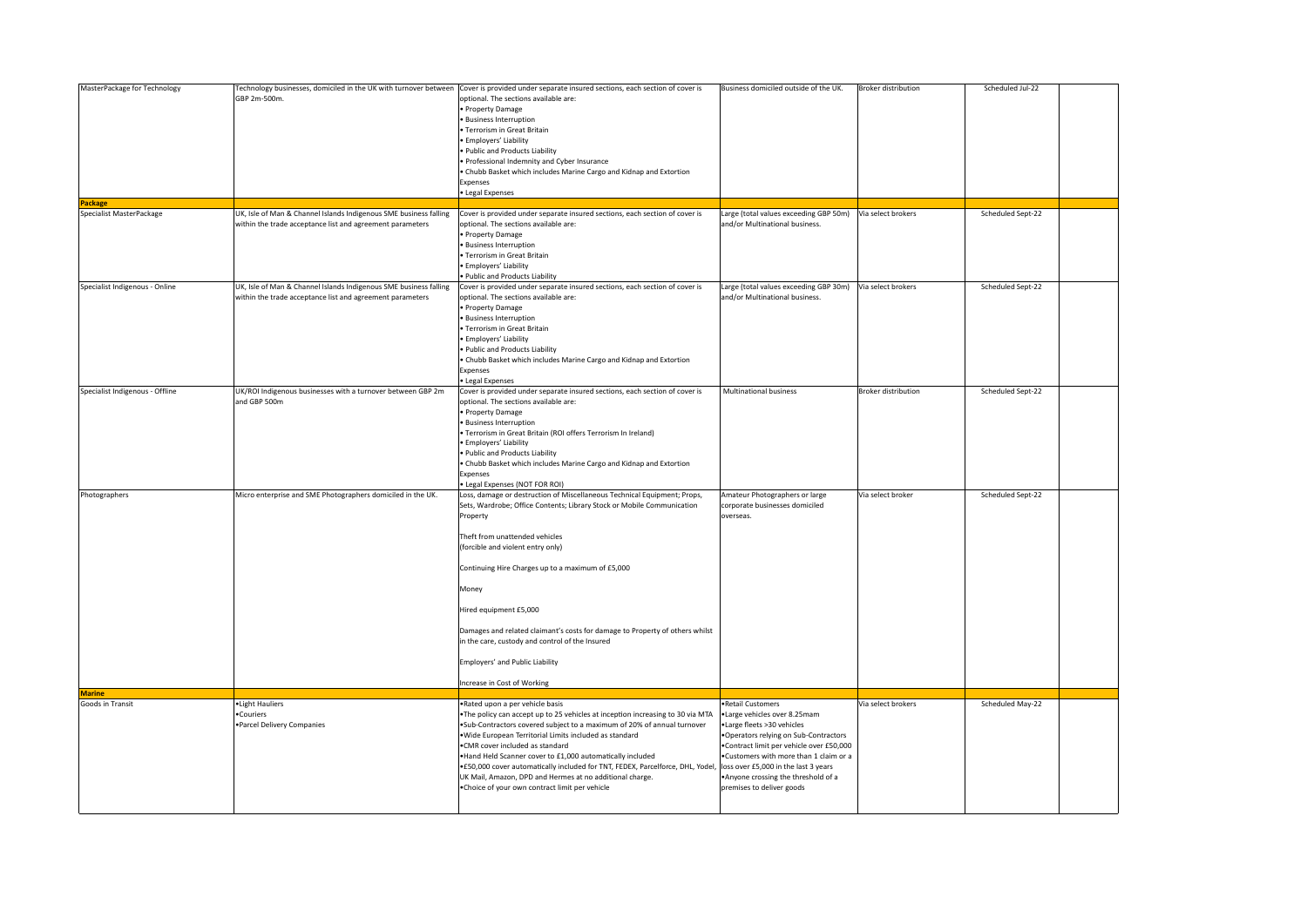| | | | | | | |
|---|---|---|---|---|---|---|
| MasterPackage for Technology | Technology businesses, domiciled in the UK with turnover between GBP 2m-500m. | Cover is provided under separate insured sections, each section of cover is optional. The sections available are:<br>• Property Damage<br>• Business Interruption<br>• Terrorism in Great Britain<br>• Employers' Liability<br>• Public and Products Liability<br>• Professional Indemnity and Cyber Insurance<br>• Chubb Basket which includes Marine Cargo and Kidnap and Extortion Expenses<br>• Legal Expenses | Business domiciled outside of the UK. | Broker distribution | Scheduled Jul-22 | |
| **Package** | | | | | | |
| Specialist MasterPackage | UK, Isle of Man & Channel Islands Indigenous SME business falling within the trade acceptance list and agreement parameters | Cover is provided under separate insured sections, each section of cover is optional. The sections available are:<br>• Property Damage<br>• Business Interruption<br>• Terrorism in Great Britain<br>• Employers' Liability<br>• Public and Products Liability | Large (total values exceeding GBP 50m) and/or Multinational business. | Via select brokers | Scheduled Sept-22 | |
| Specialist Indigenous - Online | UK, Isle of Man & Channel Islands Indigenous SME business falling within the trade acceptance list and agreement parameters | Cover is provided under separate insured sections, each section of cover is optional. The sections available are:<br>• Property Damage<br>• Business Interruption<br>• Terrorism in Great Britain<br>• Employers' Liability<br>• Public and Products Liability<br>• Chubb Basket which includes Marine Cargo and Kidnap and Extortion Expenses<br>• Legal Expenses | Large (total values exceeding GBP 30m) and/or Multinational business. | Via select brokers | Scheduled Sept-22 | |
| Specialist Indigenous - Offline | UK/ROI Indigenous businesses with a turnover between GBP 2m and GBP 500m | Cover is provided under separate insured sections, each section of cover is optional. The sections available are:<br>• Property Damage<br>• Business Interruption<br>• Terrorism in Great Britain (ROI offers Terrorism In Ireland)<br>• Employers' Liability<br>• Public and Products Liability<br>• Chubb Basket which includes Marine Cargo and Kidnap and Extortion Expenses<br>• Legal Expenses (NOT FOR ROI) | Multinational business | Broker distribution | Scheduled Sept-22 | |
| Photographers | Micro enterprise and SME Photographers domiciled in the UK. | Loss, damage or destruction of Miscellaneous Technical Equipment; Props, Sets, Wardrobe; Office Contents; Library Stock or Mobile Communication Property<br><br>Theft from unattended vehicles (forcible and violent entry only)<br><br>Continuing Hire Charges up to a maximum of £5,000<br><br>Money<br><br>Hired equipment £5,000<br><br>Damages and related claimant's costs for damage to Property of others whilst in the care, custody and control of the Insured<br><br>Employers' and Public Liability<br><br>Increase in Cost of Working | Amateur Photographers or large corporate businesses domiciled overseas. | Via select broker | Scheduled Sept-22 | |
| **Marine** | | | | | | |
| Goods in Transit | •Light Hauliers<br>•Couriers<br>•Parcel Delivery Companies | •Rated upon a per vehicle basis<br>•The policy can accept up to 25 vehicles at inception increasing to 30 via MTA<br>•Sub-Contractors covered subject to a maximum of 20% of annual turnover<br>•Wide European Territorial Limits included as standard<br>•CMR cover included as standard<br>•Hand Held Scanner cover to £1,000 automatically included<br>•£50,000 cover automatically included for TNT, FEDEX, Parcelforce, DHL, Yodel, UK Mail, Amazon, DPD and Hermes at no additional charge.<br>•Choice of your own contract limit per vehicle | •Retail Customers<br>•Large vehicles over 8.25mam<br>•Large fleets >30 vehicles<br>•Operators relying on Sub-Contractors<br>•Contract limit per vehicle over £50,000<br>•Customers with more than 1 claim or a loss over £5,000 in the last 3 years<br>•Anyone crossing the threshold of a premises to deliver goods | Via select brokers | Scheduled May-22 | |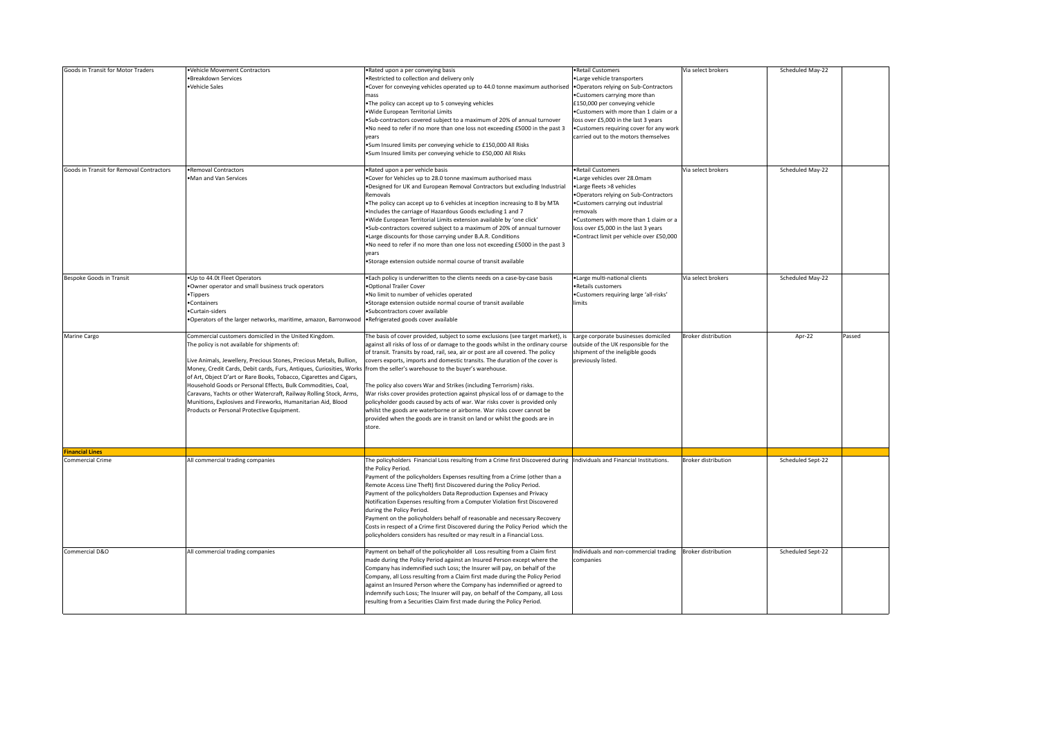| | | | | | | |
|---|---|---|---|---|---|---|
| Goods in Transit for Motor Traders | •Vehicle Movement Contractors<br>•Breakdown Services<br>•Vehicle Sales | •Rated upon a per conveying basis<br>•Restricted to collection and delivery only<br>•Cover for conveying vehicles operated up to 44.0 tonne maximum authorised mass<br>•The policy can accept up to 5 conveying vehicles<br>•Wide European Territorial Limits<br>•Sub-contractors covered subject to a maximum of 20% of annual turnover<br>•No need to refer if no more than one loss not exceeding £5000 in the past 3 years<br>•Sum Insured limits per conveying vehicle to £150,000 All Risks<br>•Sum Insured limits per conveying vehicle to £50,000 All Risks | •Retail Customers<br>•Large vehicle transporters<br>•Operators relying on Sub-Contractors<br>•Customers carrying more than £150,000 per conveying vehicle<br>•Customers with more than 1 claim or a loss over £5,000 in the last 3 years<br>•Customers requiring cover for any work carried out to the motors themselves | Via select brokers | Scheduled May-22 | |
| Goods in Transit for Removal Contractors | •Removal Contractors<br>•Man and Van Services | •Rated upon a per vehicle basis<br>•Cover for Vehicles up to 28.0 tonne maximum authorised mass<br>•Designed for UK and European Removal Contractors but excluding Industrial Removals<br>•The policy can accept up to 6 vehicles at inception increasing to 8 by MTA<br>•Includes the carriage of Hazardous Goods excluding 1 and 7<br>•Wide European Territorial Limits extension available by 'one click'<br>•Sub-contractors covered subject to a maximum of 20% of annual turnover<br>•Large discounts for those carrying under B.A.R. Conditions<br>•No need to refer if no more than one loss not exceeding £5000 in the past 3 years<br>•Storage extension outside normal course of transit available | •Retail Customers<br>•Large vehicles over 28.0mam<br>•Large fleets >8 vehicles<br>•Operators relying on Sub-Contractors<br>•Customers carrying out industrial removals<br>•Customers with more than 1 claim or a loss over £5,000 in the last 3 years<br>•Contract limit per vehicle over £50,000 | Via select brokers | Scheduled May-22 | |
| Bespoke Goods in Transit | •Up to 44.0t Fleet Operators<br>•Owner operator and small business truck operators<br>•Tippers<br>•Containers<br>•Curtain-siders<br>•Operators of the larger networks, maritime, amazon, Barronwood | •Each policy is underwritten to the clients needs on a case-by-case basis<br>•Optional Trailer Cover<br>•No limit to number of vehicles operated<br>•Storage extension outside normal course of transit available<br>•Subcontractors cover available<br>•Refrigerated goods cover available | •Large multi-national clients<br>•Retails customers<br>•Customers requiring large 'all-risks' limits | Via select brokers | Scheduled May-22 | |
| Marine Cargo | Commercial customers domiciled in the United Kingdom.<br>The policy is not available for shipments of:<br><br>Live Animals, Jewellery, Precious Stones, Precious Metals, Bullion, Money, Credit Cards, Debit cards, Furs, Antiques, Curiosities, Works of Art, Object D'art or Rare Books, Tobacco, Cigarettes and Cigars, Household Goods or Personal Effects, Bulk Commodities, Coal, Caravans, Yachts or other Watercraft, Railway Rolling Stock, Arms, Munitions, Explosives and Fireworks, Humanitarian Aid, Blood Products or Personal Protective Equipment. | The basis of cover provided, subject to some exclusions (see target market), is against all risks of loss of or damage to the goods whilst in the ordinary course of transit. Transits by road, rail, sea, air or post are all covered. The policy covers exports, imports and domestic transits. The duration of the cover is from the seller's warehouse to the buyer's warehouse.<br><br>The policy also covers War and Strikes (including Terrorism) risks.<br>War risks cover provides protection against physical loss of or damage to the policyholder goods caused by acts of war. War risks cover is provided only whilst the goods are waterborne or airborne. War risks cover cannot be provided when the goods are in transit on land or whilst the goods are in store. | Large corporate businesses domiciled outside of the UK responsible for the shipment of the ineligible goods previously listed. | Broker distribution | Apr-22 | Passed |
| **Financial Lines** | | | | | | |
| Commercial Crime | All commercial trading companies | The policyholders Financial Loss resulting from a Crime first Discovered during the Policy Period.<br>Payment of the policyholders Expenses resulting from a Crime (other than a Remote Access Line Theft) first Discovered during the Policy Period.<br>Payment of the policyholders Data Reproduction Expenses and Privacy Notification Expenses resulting from a Computer Violation first Discovered during the Policy Period.<br>Payment on the policyholders behalf of reasonable and necessary Recovery Costs in respect of a Crime first Discovered during the Policy Period which the policyholders considers has resulted or may result in a Financial Loss. | Individuals and Financial Institutions. | Broker distribution | Scheduled Sept-22 | |
| Commercial D&O | All commercial trading companies | Payment on behalf of the policyholder all Loss resulting from a Claim first made during the Policy Period against an Insured Person except where the Company has indemnified such Loss; the Insurer will pay, on behalf of the Company, all Loss resulting from a Claim first made during the Policy Period against an Insured Person where the Company has indemnified or agreed to indemnify such Loss; The Insurer will pay, on behalf of the Company, all Loss resulting from a Securities Claim first made during the Policy Period. | Individuals and non-commercial trading companies | Broker distribution | Scheduled Sept-22 | |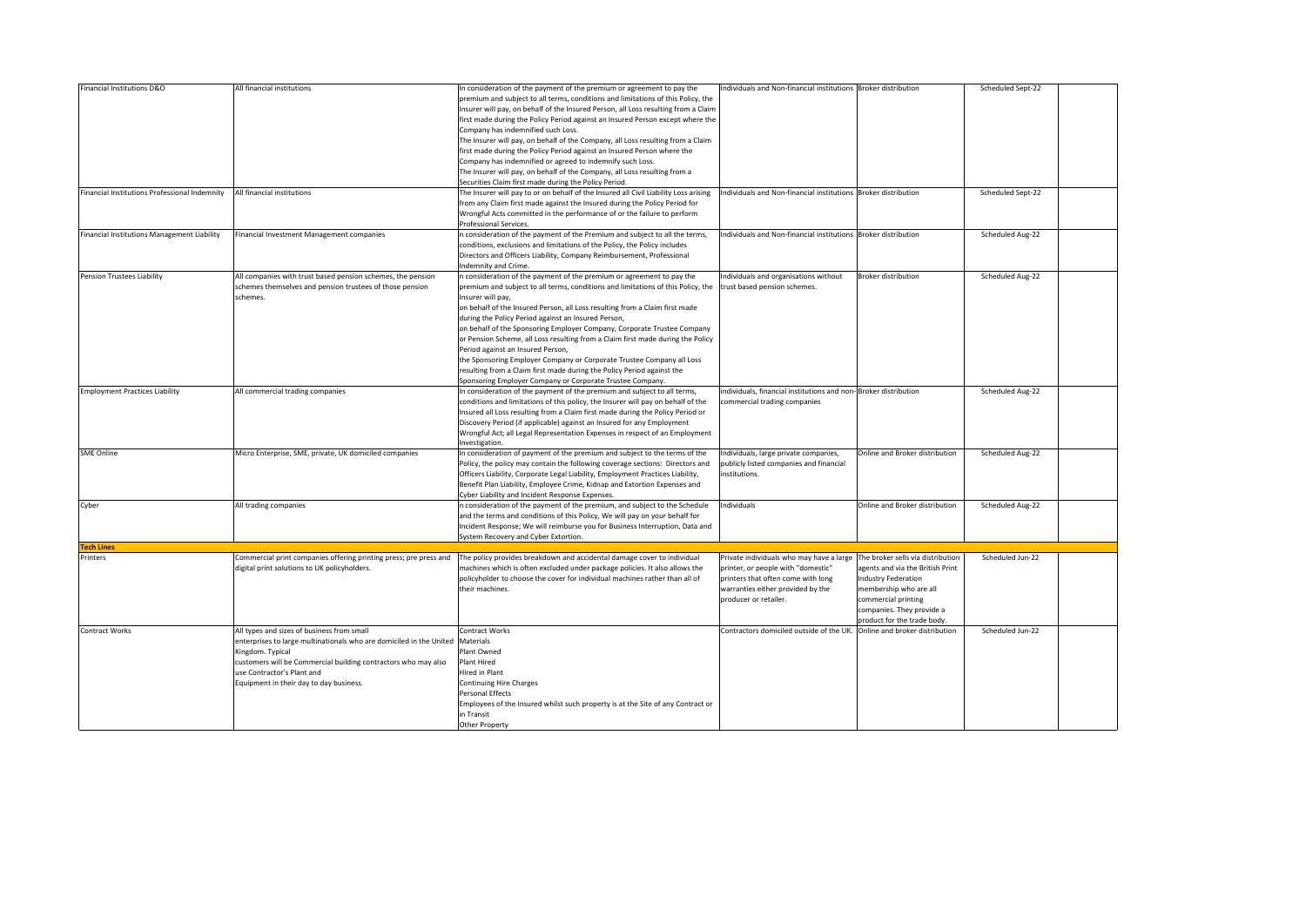| | | | | | | |
|---|---|---|---|---|---|---|
| Financial Institutions D&O | All financial institutions | In consideration of the payment of the premium or agreement to pay the premium and subject to all terms, conditions and limitations of this Policy, the Insurer will pay, on behalf of the Insured Person, all Loss resulting from a Claim first made during the Policy Period against an Insured Person except where the Company has indemnified such Loss.<br>The Insurer will pay, on behalf of the Company, all Loss resulting from a Claim first made during the Policy Period against an Insured Person where the Company has indemnified or agreed to indemnify such Loss.<br>The Insurer will pay, on behalf of the Company, all Loss resulting from a Securities Claim first made during the Policy Period. | Individuals and Non-financial institutions | Broker distribution | Scheduled Sept-22 | |
| Financial Institutions Professional Indemnity | All financial institutions | The Insurer will pay to or on behalf of the Insured all Civil Liability Loss arising from any Claim first made against the Insured during the Policy Period for Wrongful Acts committed in the performance of or the failure to perform Professional Services. | Individuals and Non-financial institutions | Broker distribution | Scheduled Sept-22 | |
| Financial Institutions Management Liability | Financial Investment Management companies | n consideration of the payment of the Premium and subject to all the terms, conditions, exclusions and limitations of the Policy, the Policy includes Directors and Officers Liability, Company Reimbursement, Professional Indemnity and Crime. | Individuals and Non-financial institutions | Broker distribution | Scheduled Aug-22 | |
| Pension Trustees Liability | All companies with trust based pension schemes, the pension schemes themselves and pension trustees of those pension schemes. | n consideration of the payment of the premium or agreement to pay the premium and subject to all terms, conditions and limitations of this Policy, the Insurer will pay,<br>on behalf of the Insured Person, all Loss resulting from a Claim first made during the Policy Period against an Insured Person,<br>on behalf of the Sponsoring Employer Company, Corporate Trustee Company or Pension Scheme, all Loss resulting from a Claim first made during the Policy Period against an Insured Person,<br>the Sponsoring Employer Company or Corporate Trustee Company all Loss resulting from a Claim first made during the Policy Period against the Sponsoring Employer Company or Corporate Trustee Company. | Individuals and organisations without trust based pension schemes. | Broker distribution | Scheduled Aug-22 | |
| Employment Practices Liability | All commercial trading companies | In consideration of the payment of the premium and subject to all terms, conditions and limitations of this policy, the Insurer will pay on behalf of the Insured all Loss resulting from a Claim first made during the Policy Period or Discovery Period (if applicable) against an Insured for any Employment Wrongful Act; all Legal Representation Expenses in respect of an Employment Investigation. | individuals, financial institutions and non-commercial trading companies | Broker distribution | Scheduled Aug-22 | |
| SME Online | Micro Enterprise, SME, private, UK domiciled companies | In consideration of payment of the premium and subject to the terms of the Policy, the policy may contain the following coverage sections: Directors and Officers Liability, Corporate Legal Liability, Employment Practices Liability, Benefit Plan Liability, Employee Crime, Kidnap and Extortion Expenses and Cyber Liability and Incident Response Expenses. | Individuals, large private companies, publicly listed companies and financial institutions. | Online and Broker distribution | Scheduled Aug-22 | |
| Cyber | All trading companies | n consideration of the payment of the premium, and subject to the Schedule and the terms and conditions of this Policy, We will pay on your behalf for Incident Response; We will reimburse you for Business Interruption, Data and System Recovery and Cyber Extortion. | Individuals | Online and Broker distribution | Scheduled Aug-22 | |
| **Tech Lines** | | | | | | |
| Printers | Commercial print companies offering printing press; pre press and digital print solutions to UK policyholders. | The policy provides breakdown and accidental damage cover to individual machines which is often excluded under package policies. It also allows the policyholder to choose the cover for individual machines rather than all of their machines. | Private individuals who may have a large printer, or people with "domestic" printers that often come with long warranties either provided by the producer or retailer. | The broker sells via distribution agents and via the British Print Industry Federation membership who are all commercial printing companies. They provide a product for the trade body. | Scheduled Jun-22 | |
| Contract Works | All types and sizes of business from small enterprises to large multinationals who are domiciled in the United Kingdom. Typical customers will be Commercial building contractors who may also use Contractor's Plant and Equipment in their day to day business. | Contract Works<br>Materials<br>Plant Owned<br>Plant Hired<br>Hired in Plant<br>Continuing Hire Charges<br>Personal Effects<br>Employees of the Insured whilst such property is at the Site of any Contract or in Transit<br>Other Property | Contractors domiciled outside of the UK. | Online and broker distribution | Scheduled Jun-22 | |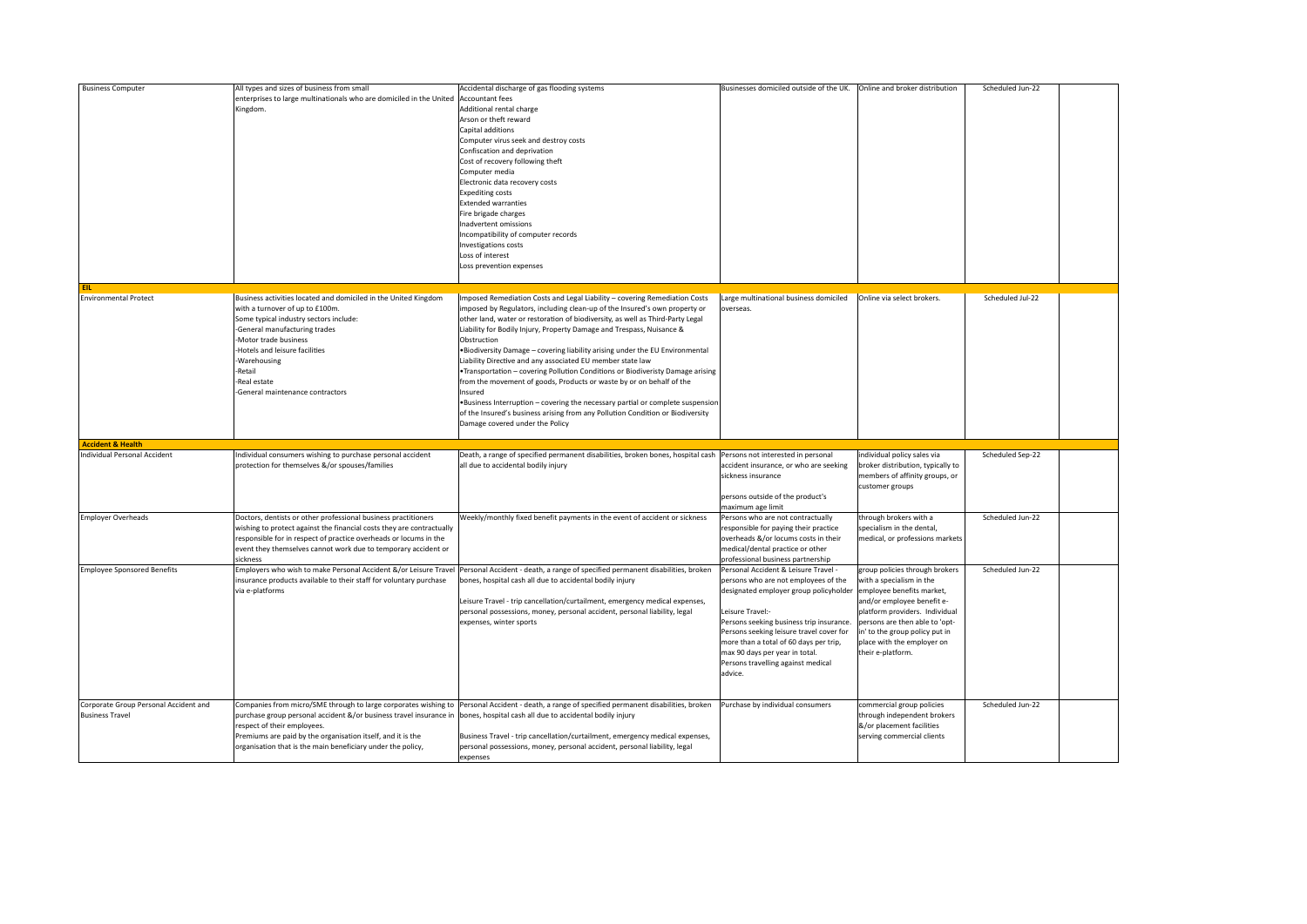| | | | | | | |
|---|---|---|---|---|---|---|
| Business Computer | All types and sizes of business from small enterprises to large multinationals who are domiciled in the United Kingdom. | Accidental discharge of gas flooding systems<br>Accountant fees<br>Additional rental charge<br>Arson or theft reward<br>Capital additions<br>Computer virus seek and destroy costs<br>Confiscation and deprivation<br>Cost of recovery following theft<br>Computer media<br>Electronic data recovery costs<br>Expediting costs<br>Extended warranties<br>Fire brigade charges<br>Inadvertent omissions<br>Incompatibility of computer records<br>Investigations costs<br>Loss of interest<br>Loss prevention expenses | Businesses domiciled outside of the UK. | Online and broker distribution | Scheduled Jun-22 | |
| **EIL** | | | | | | |
| Environmental Protect | Business activities located and domiciled in the United Kingdom with a turnover of up to £100m.<br>Some typical industry sectors include:<br>-General manufacturing trades<br>-Motor trade business<br>-Hotels and leisure facilities<br>-Warehousing<br>-Retail<br>-Real estate<br>-General maintenance contractors | Imposed Remediation Costs and Legal Liability – covering Remediation Costs imposed by Regulators, including clean-up of the Insured's own property or other land, water or restoration of biodiversity, as well as Third-Party Legal Liability for Bodily Injury, Property Damage and Trespass, Nuisance & Obstruction<br>•Biodiversity Damage – covering liability arising under the EU Environmental Liability Directive and any associated EU member state law<br>•Transportation – covering Pollution Conditions or Biodiveristy Damage arising from the movement of goods, Products or waste by or on behalf of the Insured<br>•Business Interruption – covering the necessary partial or complete suspension of the Insured's business arising from any Pollution Condition or Biodiversity Damage covered under the Policy | Large multinational business domiciled overseas. | Online via select brokers. | Scheduled Jul-22 | |
| **Accident & Health** | | | | | | |
| Individual Personal Accident | Individual consumers wishing to purchase personal accident protection for themselves &/or spouses/families | Death, a range of specified permanent disabilities, broken bones, hospital cash all due to accidental bodily injury | Persons not interested in personal accident insurance, or who are seeking sickness insurance<br><br>persons outside of the product's maximum age limit | individual policy sales via broker distribution, typically to members of affinity groups, or customer groups | Scheduled Sep-22 | |
| Employer Overheads | Doctors, dentists or other professional business practitioners wishing to protect against the financial costs they are contractually responsible for in respect of practice overheads or locums in the event they themselves cannot work due to temporary accident or sickness | Weekly/monthly fixed benefit payments in the event of accident or sickness | Persons who are not contractually responsible for paying their practice overheads &/or locums costs in their medical/dental practice or other professional business partnership | through brokers with a specialism in the dental, medical, or professions markets | Scheduled Jun-22 | |
| Employee Sponsored Benefits | Employers who wish to make Personal Accident &/or Leisure Travel insurance products available to their staff for voluntary purchase via e-platforms | Personal Accident - death, a range of specified permanent disabilities, broken bones, hospital cash all due to accidental bodily injury<br><br>Leisure Travel - trip cancellation/curtailment, emergency medical expenses, personal possessions, money, personal accident, personal liability, legal expenses, winter sports | Personal Accident & Leisure Travel - persons who are not employees of the designated employer group policyholder<br><br>Leisure Travel:-<br>Persons seeking business trip insurance.<br>Persons seeking leisure travel cover for more than a total of 60 days per trip, max 90 days per year in total.<br>Persons travelling against medical advice. | group policies through brokers with a specialism in the employee benefits market, and/or employee benefit e-platform providers. Individual persons are then able to 'opt-in' to the group policy put in place with the employer on their e-platform. | Scheduled Jun-22 | |
| Corporate Group Personal Accident and Business Travel | Companies from micro/SME through to large corporates wishing to purchase group personal accident &/or business travel insurance in respect of their employees.<br>Premiums are paid by the organisation itself, and it is the organisation that is the main beneficiary under the policy, | Personal Accident - death, a range of specified permanent disabilities, broken bones, hospital cash all due to accidental bodily injury<br><br>Business Travel - trip cancellation/curtailment, emergency medical expenses, personal possessions, money, personal accident, personal liability, legal expenses | Purchase by individual consumers | commercial group policies through independent brokers &/or placement facilities serving commercial clients | Scheduled Jun-22 | |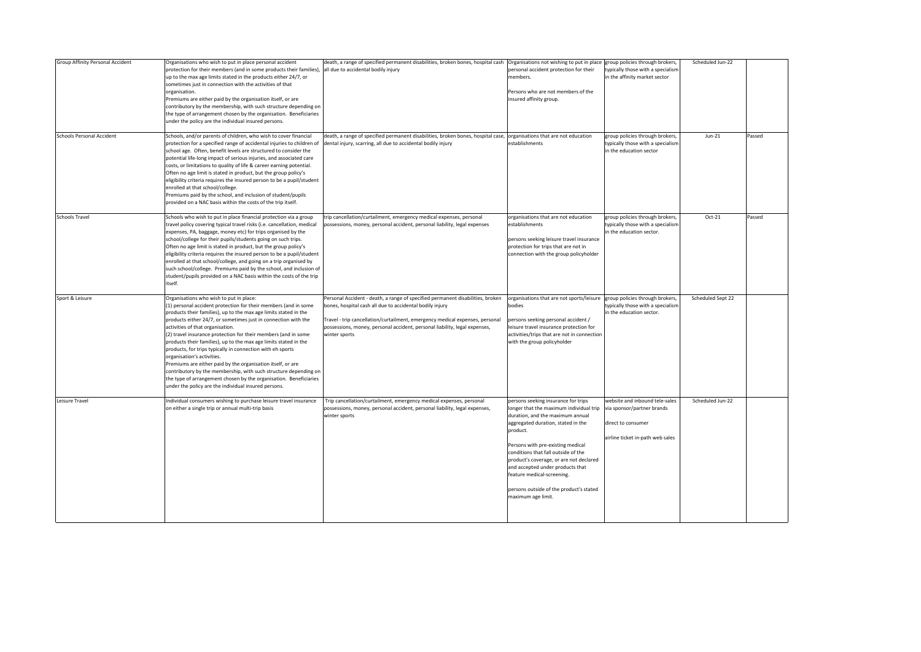| | | | | | | |
|---|---|---|---|---|---|---|
| Group Affinity Personal Accident | Organisations who wish to put in place personal accident protection for their members (and in some products their families), up to the max age limits stated in the products either 24/7, or sometimes just in connection with the activities of that organisation.<br>Premiums are either paid by the organisation itself, or are contributory by the membership, with such structure depending on the type of arrangement chosen by the organisation. Beneficiaries under the policy are the individual insured persons. | death, a range of specified permanent disabilities, broken bones, hospital cash all due to accidental bodily injury | Organisations not wishing to put in place personal accident protection for their members.<br><br>Persons who are not members of the insured affinity group. | group policies through brokers, typically those with a specialism in the affinity market sector | Scheduled Jun-22 | |
| Schools Personal Accident | Schools, and/or parents of children, who wish to cover financial protection for a specified range of accidental injuries to children of school age. Often, benefit levels are structured to consider the potential life-long impact of serious injuries, and associated care costs, or limitations to quality of life & career earning potential.<br>Often no age limit is stated in product, but the group policy's eligibility criteria requires the insured person to be a pupil/student enrolled at that school/college.<br>Premiums paid by the school, and inclusion of student/pupils provided on a NAC basis within the costs of the trip itself. | death, a range of specified permanent disabilities, broken bones, hospital case, dental injury, scarring, all due to accidental bodily injury | organisations that are not education establishments | group policies through brokers, typically those with a specialism in the education sector | Jun-21 | Passed |
| Schools Travel | Schools who wish to put in place financial protection via a group travel policy covering typical travel risks (i.e. cancellation, medical expenses, PA, baggage, money etc) for trips organised by the school/college for their pupils/students going on such trips.<br>Often no age limit is stated in product, but the group policy's eligibility criteria requires the insured person to be a pupil/student enrolled at that school/college, and going on a trip organised by such school/college. Premiums paid by the school, and inclusion of student/pupils provided on a NAC basis within the costs of the trip itself. | trip cancellation/curtailment, emergency medical expenses, personal possessions, money, personal accident, personal liability, legal expenses | organisations that are not education establishments<br><br>persons seeking leisure travel insurance protection for trips that are not in connection with the group policyholder | group policies through brokers, typically those with a specialism in the education sector. | Oct-21 | Passed |
| Sport & Leisure | Organisations who wish to put in place:<br>(1) personal accident protection for their members (and in some products their families), up to the max age limits stated in the products either 24/7, or sometimes just in connection with the activities of that organisation.<br>(2) travel insurance protection for their members (and in some products their families), up to the max age limits stated in the products, for trips typically in connection with eh sports organisation's activities.<br>Premiums are either paid by the organisation itself, or are contributory by the membership, with such structure depending on the type of arrangement chosen by the organisation. Beneficiaries under the policy are the individual insured persons. | Personal Accident - death, a range of specified permanent disabilities, broken bones, hospital cash all due to accidental bodily injury<br><br>Travel - trip cancellation/curtailment, emergency medical expenses, personal possessions, money, personal accident, personal liability, legal expenses, winter sports | organisations that are not sports/leisure bodies<br><br>persons seeking personal accident / leisure travel insurance protection for activities/trips that are not in connection with the group policyholder | group policies through brokers, typically those with a specialism in the education sector. | Scheduled Sept 22 | |
| Leisure Travel | Individual consumers wishing to purchase leisure travel insurance on either a single trip or annual multi-trip basis | Trip cancellation/curtailment, emergency medical expenses, personal possessions, money, personal accident, personal liability, legal expenses, winter sports | persons seeking insurance for trips longer that the maximum individual trip duration, and the maximum annual aggregated duration, stated in the product.<br><br>Persons with pre-existing medical conditions that fall outside of the product's coverage, or are not declared and accepted under products that feature medical-screening.<br><br>persons outside of the product's stated maximum age limit. | website and inbound tele-sales via sponsor/partner brands<br><br>direct to consumer<br><br>airline ticket in-path web sales | Scheduled Jun-22 | |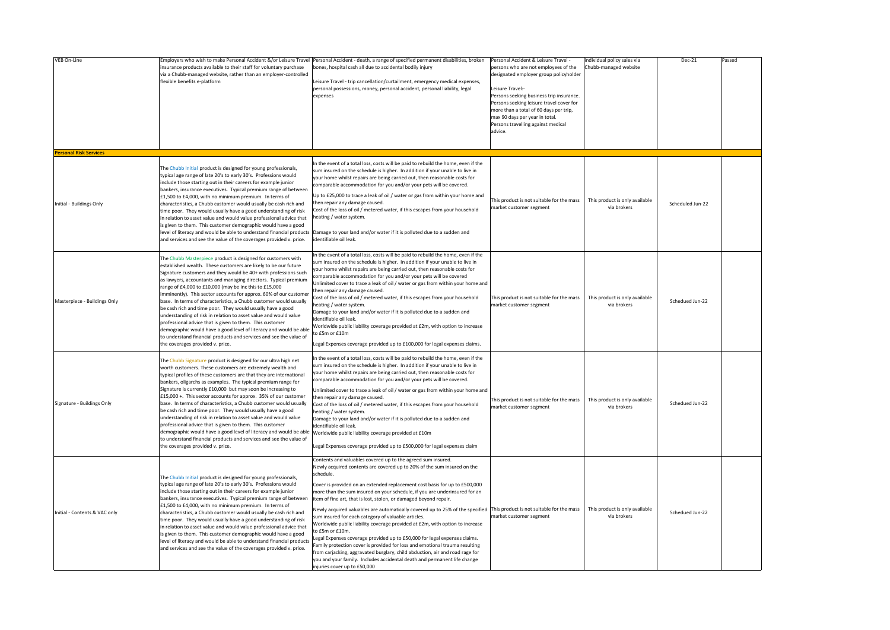| | | | | | | |
|---|---|---|---|---|---|---|
| VEB On-Line | Employers who wish to make Personal Accident &/or Leisure Travel insurance products available to their staff for voluntary purchase via a Chubb-managed website, rather than an employer-controlled flexible benefits e-platform | Personal Accident - death, a range of specified permanent disabilities, broken bones, hospital cash all due to accidental bodily injury<br><br>Leisure Travel - trip cancellation/curtailment, emergency medical expenses, personal possessions, money, personal accident, personal liability, legal expenses | Personal Accident & Leisure Travel - persons who are not employees of the designated employer group policyholder<br><br>Leisure Travel:-<br>Persons seeking business trip insurance.<br>Persons seeking leisure travel cover for more than a total of 60 days per trip, max 90 days per year in total.<br>Persons travelling against medical advice. | individual policy sales via Chubb-managed website | Dec-21 | Passed |
| **Personal Risk Services** | | | | | | |
| Initial - Buildings Only | The Chubb Initial product is designed for young professionals, typical age range of late 20's to early 30's. Professions would include those starting out in their careers for example junior bankers, insurance executives. Typical premium range of between £1,500 to £4,000, with no minimum premium. In terms of characteristics, a Chubb customer would usually be cash rich and time poor. They would usually have a good understanding of risk in relation to asset value and would value professional advice that is given to them. This customer demographic would have a good level of literacy and would be able to understand financial products and services and see the value of the coverages provided v. price. | In the event of a total loss, costs will be paid to rebuild the home, even if the sum insured on the schedule is higher. In addition if your unable to live in your home whilst repairs are being carried out, then reasonable costs for comparable accommodation for you and/or your pets will be covered.<br><br>Up to £25,000 to trace a leak of oil / water or gas from within your home and then repair any damage caused.<br>Cost of the loss of oil / metered water, if this escapes from your household heating / water system.<br><br>Damage to your land and/or water if it is polluted due to a sudden and identifiable oil leak. | This product is not suitable for the mass market customer segment | This product is only available via brokers | Scheduled Jun-22 | |
| Masterpiece - Buildings Only | The Chubb Masterpiece product is designed for customers with established wealth. These customers are likely to be our future Signature customers and they would be 40+ with professions such as lawyers, accountants and managing directors. Typical premium range of £4,000 to £10,000 (may be inc this to £15,000 imminently). This sector accounts for approx. 60% of our customer base. In terms of characteristics, a Chubb customer would usually be cash rich and time poor. They would usually have a good understanding of risk in relation to asset value and would value professional advice that is given to them. This customer demographic would have a good level of literacy and would be able to understand financial products and services and see the value of the coverages provided v. price. | In the event of a total loss, costs will be paid to rebuild the home, even if the sum insured on the schedule is higher. In addition if your unable to live in your home whilst repairs are being carried out, then reasonable costs for comparable accommodation for you and/or your pets will be covered<br>Unlimited cover to trace a leak of oil / water or gas from within your home and then repair any damage caused.<br>Cost of the loss of oil / metered water, if this escapes from your household heating / water system.<br>Damage to your land and/or water if it is polluted due to a sudden and identifiable oil leak.<br>Worldwide public liability coverage provided at £2m, with option to increase to £5m or £10m<br><br>Legal Expenses coverage provided up to £100,000 for legal expenses claims. | This product is not suitable for the mass market customer segment | This product is only available via brokers | Schedued Jun-22 | |
| Signature - Buildings Only | The Chubb Signature product is designed for our ultra high net worth customers. These customers are extremely wealth and typical profiles of these customers are that they are international bankers, oligarchs as examples. The typical premium range for Signature is currently £10,000 but may soon be increasing to £15,000 +. This sector accounts for approx. 35% of our customer base. In terms of characteristics, a Chubb customer would usually be cash rich and time poor. They would usually have a good understanding of risk in relation to asset value and would value professional advice that is given to them. This customer demographic would have a good level of literacy and would be able to understand financial products and services and see the value of the coverages provided v. price. | In the event of a total loss, costs will be paid to rebuild the home, even if the sum insured on the schedule is higher. In addition if your unable to live in your home whilst repairs are being carried out, then reasonable costs for comparable accommodation for you and/or your pets will be covered.<br><br>Unlimited cover to trace a leak of oil / water or gas from within your home and then repair any damage caused.<br>Cost of the loss of oil / metered water, if this escapes from your household heating / water system.<br>Damage to your land and/or water if it is polluted due to a sudden and identifiable oil leak.<br>Worldwide public liability coverage provided at £10m<br><br>Legal Expenses coverage provided up to £500,000 for legal expenses claim | This product is not suitable for the mass market customer segment | This product is only available via brokers | Schedued Jun-22 | |
| Initial - Contents & VAC only | The Chubb Initial product is designed for young professionals, typical age range of late 20's to early 30's. Professions would include those starting out in their careers for example junior bankers, insurance executives. Typical premium range of between £1,500 to £4,000, with no minimum premium. In terms of characteristics, a Chubb customer would usually be cash rich and time poor. They would usually have a good understanding of risk in relation to asset value and would value professional advice that is given to them. This customer demographic would have a good level of literacy and would be able to understand financial products and services and see the value of the coverages provided v. price. | Contents and valuables covered up to the agreed sum insured.<br>Newly acquired contents are covered up to 20% of the sum insured on the schedule.<br><br>Cover is provided on an extended replacement cost basis for up to £500,000 more than the sum insured on your schedule, if you are underinsured for an item of fine art, that is lost, stolen, or damaged beyond repair.<br><br>Newly acquired valuables are automatically covered up to 25% of the specified sum insured for each category of valuable articles.<br>Worldwide public liability coverage provided at £2m, with option to increase to £5m or £10m.<br>Legal Expenses coverage provided up to £50,000 for legal expenses claims.<br>Family protection cover is provided for loss and emotional trauma resulting from carjacking, aggravated burglary, child abduction, air and road rage for you and your family. Includes accidental death and permanent life change injuries cover up to £50,000 | This product is not suitable for the mass market customer segment | This product is only available via brokers | Schedued Jun-22 | |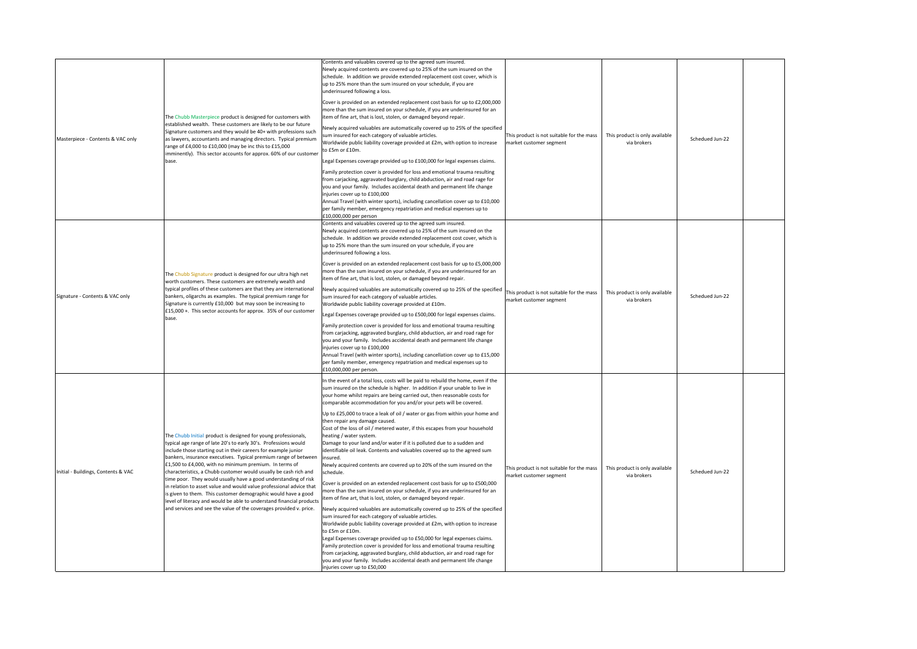| | | | | | | |
|---|---|---|---|---|---|---|
| Masterpiece - Contents & VAC only | The Chubb Masterpiece product is designed for customers with established wealth. These customers are likely to be our future Signature customers and they would be 40+ with professions such as lawyers, accountants and managing directors. Typical premium range of £4,000 to £10,000 (may be inc this to £15,000 imminently). This sector accounts for approx. 60% of our customer base. | Contents and valuables covered up to the agreed sum insured.<br>Newly acquired contents are covered up to 25% of the sum insured on the schedule. In addition we provide extended replacement cost cover, which is up to 25% more than the sum insured on your schedule, if you are underinsured following a loss.<br>Cover is provided on an extended replacement cost basis for up to £2,000,000 more than the sum insured on your schedule, if you are underinsured for an item of fine art, that is lost, stolen, or damaged beyond repair.<br>Newly acquired valuables are automatically covered up to 25% of the specified sum insured for each category of valuable articles.<br>Worldwide public liability coverage provided at £2m, with option to increase to £5m or £10m.<br>Legal Expenses coverage provided up to £100,000 for legal expenses claims.<br>Family protection cover is provided for loss and emotional trauma resulting from carjacking, aggravated burglary, child abduction, air and road rage for you and your family. Includes accidental death and permanent life change injuries cover up to £100,000<br>Annual Travel (with winter sports), including cancellation cover up to £10,000 per family member, emergency repatriation and medical expenses up to £10,000,000 per person | This product is not suitable for the mass market customer segment | This product is only available via brokers | Schedued Jun-22 | |
| Signature - Contents & VAC only | The Chubb Signature product is designed for our ultra high net worth customers. These customers are extremely wealth and typical profiles of these customers are that they are international bankers, oligarchs as examples. The typical premium range for Signature is currently £10,000 but may soon be increasing to £15,000 +. This sector accounts for approx. 35% of our customer base. | Contents and valuables covered up to the agreed sum insured.<br>Newly acquired contents are covered up to 25% of the sum insured on the schedule. In addition we provide extended replacement cost cover, which is up to 25% more than the sum insured on your schedule, if you are underinsured following a loss.<br>Cover is provided on an extended replacement cost basis for up to £5,000,000 more than the sum insured on your schedule, if you are underinsured for an item of fine art, that is lost, stolen, or damaged beyond repair.<br>Newly acquired valuables are automatically covered up to 25% of the specified sum insured for each category of valuable articles.<br>Worldwide public liability coverage provided at £10m.<br>Legal Expenses coverage provided up to £500,000 for legal expenses claims.<br>Family protection cover is provided for loss and emotional trauma resulting from carjacking, aggravated burglary, child abduction, air and road rage for you and your family. Includes accidental death and permanent life change injuries cover up to £100,000<br>Annual Travel (with winter sports), including cancellation cover up to £15,000 per family member, emergency repatriation and medical expenses up to £10,000,000 per person. | This product is not suitable for the mass market customer segment | This product is only available via brokers | Schedued Jun-22 | |
| Initial - Buildings, Contents & VAC | The Chubb Initial product is designed for young professionals, typical age range of late 20's to early 30's. Professions would include those starting out in their careers for example junior bankers, insurance executives. Typical premium range of between £1,500 to £4,000, with no minimum premium. In terms of characteristics, a Chubb customer would usually be cash rich and time poor. They would usually have a good understanding of risk in relation to asset value and would value professional advice that is given to them. This customer demographic would have a good level of literacy and would be able to understand financial products and services and see the value of the coverages provided v. price. | In the event of a total loss, costs will be paid to rebuild the home, even if the sum insured on the schedule is higher. In addition if your unable to live in your home whilst repairs are being carried out, then reasonable costs for comparable accommodation for you and/or your pets will be covered.<br>Up to £25,000 to trace a leak of oil / water or gas from within your home and then repair any damage caused.<br>Cost of the loss of oil / metered water, if this escapes from your household heating / water system.<br>Damage to your land and/or water if it is polluted due to a sudden and identifiable oil leak. Contents and valuables covered up to the agreed sum insured.<br>Newly acquired contents are covered up to 20% of the sum insured on the schedule.<br>Cover is provided on an extended replacement cost basis for up to £500,000 more than the sum insured on your schedule, if you are underinsured for an item of fine art, that is lost, stolen, or damaged beyond repair.<br>Newly acquired valuables are automatically covered up to 25% of the specified sum insured for each category of valuable articles.<br>Worldwide public liability coverage provided at £2m, with option to increase to £5m or £10m.<br>Legal Expenses coverage provided up to £50,000 for legal expenses claims.<br>Family protection cover is provided for loss and emotional trauma resulting from carjacking, aggravated burglary, child abduction, air and road rage for you and your family. Includes accidental death and permanent life change injuries cover up to £50,000 | This product is not suitable for the mass market customer segment | This product is only available via brokers | Schedued Jun-22 | |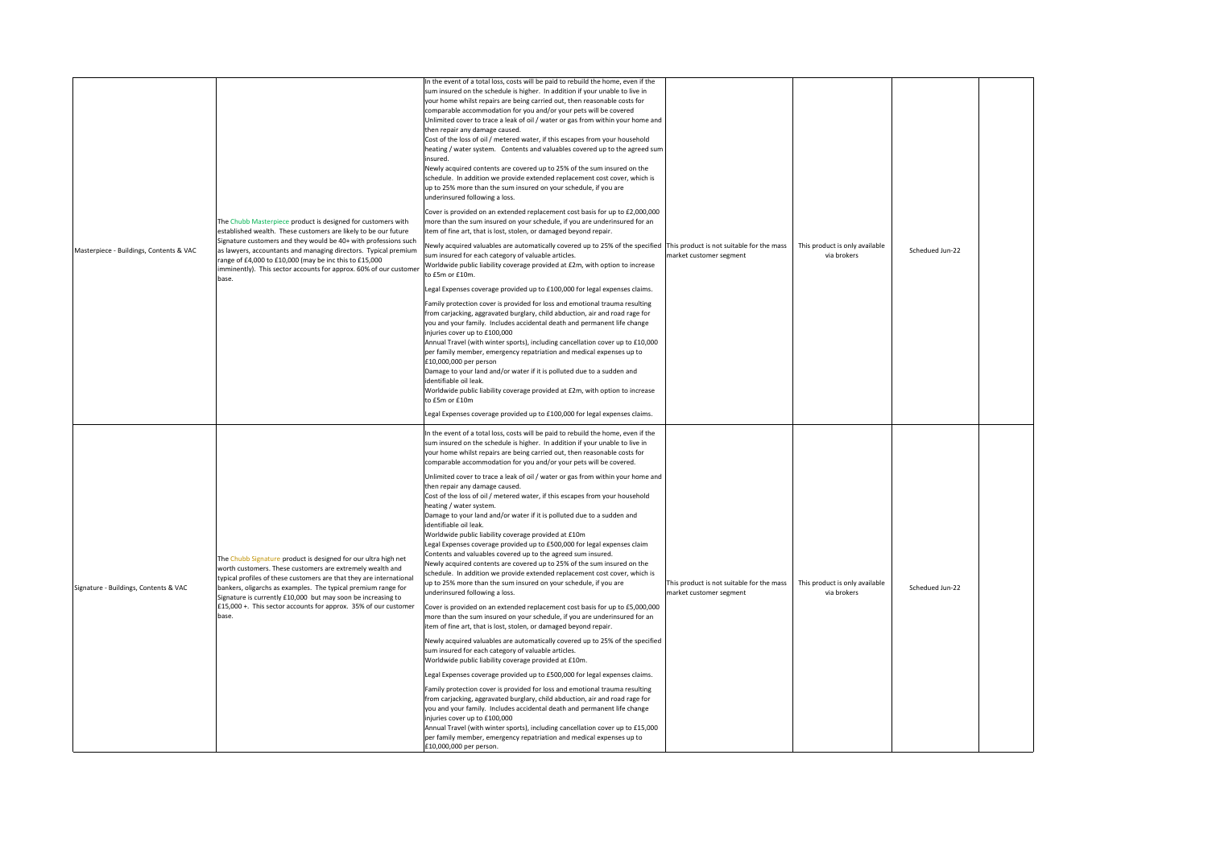| | | | | | | |
|---|---|---|---|---|---|---|
| Masterpiece - Buildings, Contents & VAC | The Chubb Masterpiece product is designed for customers with established wealth. These customers are likely to be our future Signature customers and they would be 40+ with professions such as lawyers, accountants and managing directors. Typical premium range of £4,000 to £10,000 (may be inc this to £15,000 imminently). This sector accounts for approx. 60% of our customer base. | In the event of a total loss, costs will be paid to rebuild the home, even if the sum insured on the schedule is higher. In addition if your unable to live in your home whilst repairs are being carried out, then reasonable costs for comparable accommodation for you and/or your pets will be covered<br>Unlimited cover to trace a leak of oil / water or gas from within your home and then repair any damage caused.<br>Cost of the loss of oil / metered water, if this escapes from your household heating / water system. Contents and valuables covered up to the agreed sum insured.<br>Newly acquired contents are covered up to 25% of the sum insured on the schedule. In addition we provide extended replacement cost cover, which is up to 25% more than the sum insured on your schedule, if you are underinsured following a loss.<br>Cover is provided on an extended replacement cost basis for up to £2,000,000 more than the sum insured on your schedule, if you are underinsured for an item of fine art, that is lost, stolen, or damaged beyond repair.<br>Newly acquired valuables are automatically covered up to 25% of the specified sum insured for each category of valuable articles.<br>Worldwide public liability coverage provided at £2m, with option to increase to £5m or £10m.<br>Legal Expenses coverage provided up to £100,000 for legal expenses claims.<br>Family protection cover is provided for loss and emotional trauma resulting from carjacking, aggravated burglary, child abduction, air and road rage for you and your family. Includes accidental death and permanent life change injuries cover up to £100,000<br>Annual Travel (with winter sports), including cancellation cover up to £10,000 per family member, emergency repatriation and medical expenses up to £10,000,000 per person<br>Damage to your land and/or water if it is polluted due to a sudden and identifiable oil leak.<br>Worldwide public liability coverage provided at £2m, with option to increase to £5m or £10m<br>Legal Expenses coverage provided up to £100,000 for legal expenses claims. | This product is not suitable for the mass market customer segment | This product is only available via brokers | Schedued Jun-22 | |
| Signature - Buildings, Contents & VAC | The Chubb Signature product is designed for our ultra high net worth customers. These customers are extremely wealth and typical profiles of these customers are that they are international bankers, oligarchs as examples. The typical premium range for Signature is currently £10,000 but may soon be increasing to £15,000 +. This sector accounts for approx. 35% of our customer base. | In the event of a total loss, costs will be paid to rebuild the home, even if the sum insured on the schedule is higher. In addition if your unable to live in your home whilst repairs are being carried out, then reasonable costs for comparable accommodation for you and/or your pets will be covered.<br>Unlimited cover to trace a leak of oil / water or gas from within your home and then repair any damage caused.<br>Cost of the loss of oil / metered water, if this escapes from your household heating / water system.<br>Damage to your land and/or water if it is polluted due to a sudden and identifiable oil leak.<br>Worldwide public liability coverage provided at £10m<br>Legal Expenses coverage provided up to £500,000 for legal expenses claim<br>Contents and valuables covered up to the agreed sum insured.<br>Newly acquired contents are covered up to 25% of the sum insured on the schedule. In addition we provide extended replacement cost cover, which is up to 25% more than the sum insured on your schedule, if you are underinsured following a loss.<br>Cover is provided on an extended replacement cost basis for up to £5,000,000 more than the sum insured on your schedule, if you are underinsured for an item of fine art, that is lost, stolen, or damaged beyond repair.<br>Newly acquired valuables are automatically covered up to 25% of the specified sum insured for each category of valuable articles.<br>Worldwide public liability coverage provided at £10m.<br>Legal Expenses coverage provided up to £500,000 for legal expenses claims.<br>Family protection cover is provided for loss and emotional trauma resulting from carjacking, aggravated burglary, child abduction, air and road rage for you and your family. Includes accidental death and permanent life change injuries cover up to £100,000<br>Annual Travel (with winter sports), including cancellation cover up to £15,000 per family member, emergency repatriation and medical expenses up to £10,000,000 per person. | This product is not suitable for the mass market customer segment | This product is only available via brokers | Schedued Jun-22 | |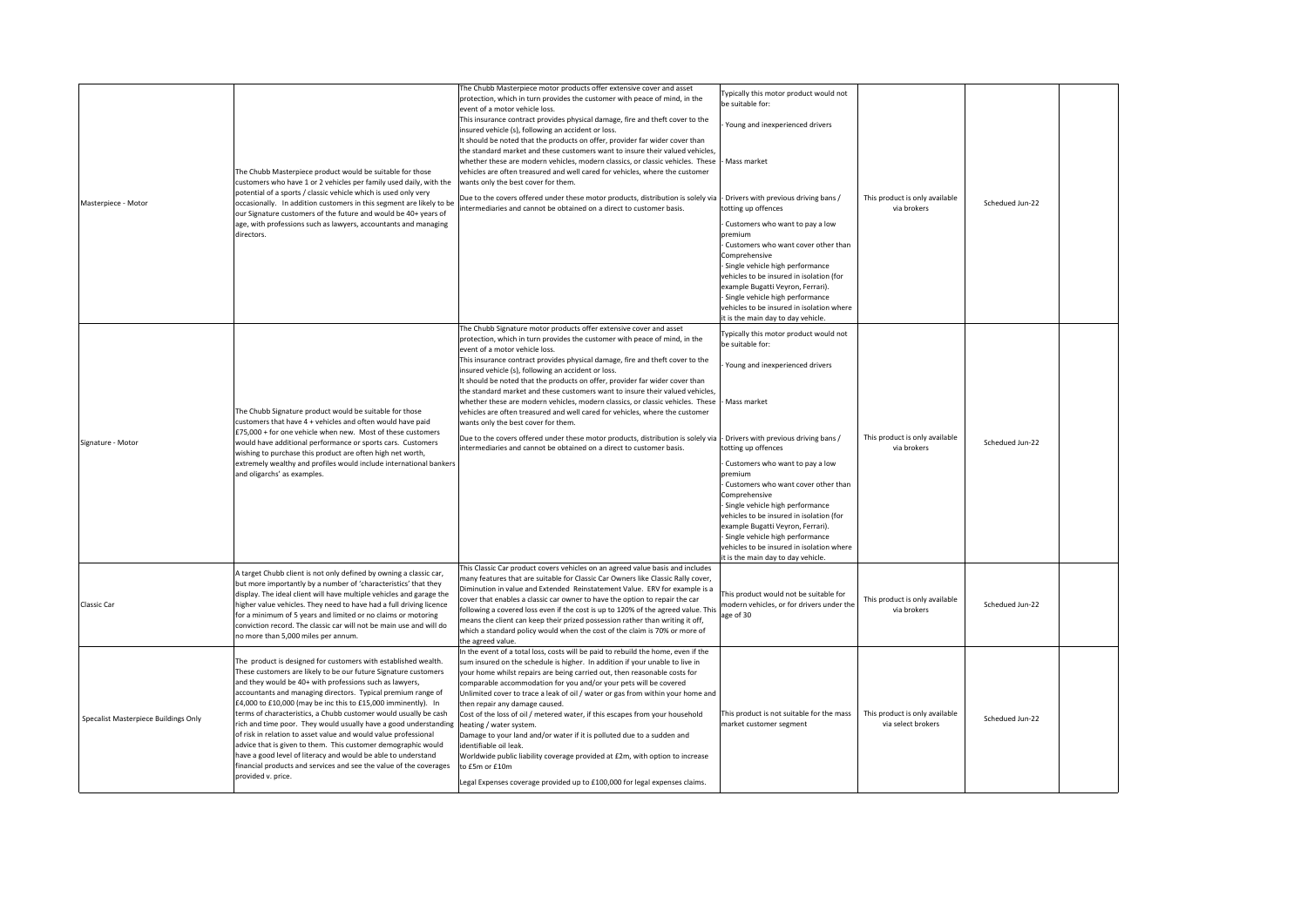| | | | | | | |
|---|---|---|---|---|---|---|
| Masterpiece - Motor | The Chubb Masterpiece product would be suitable for those customers who have 1 or 2 vehicles per family used daily, with the potential of a sports / classic vehicle which is used only very occasionally. In addition customers in this segment are likely to be our Signature customers of the future and would be 40+ years of age, with professions such as lawyers, accountants and managing directors. | The Chubb Masterpiece motor products offer extensive cover and asset protection, which in turn provides the customer with peace of mind, in the event of a motor vehicle loss.<br>This insurance contract provides physical damage, fire and theft cover to the insured vehicle (s), following an accident or loss.<br>It should be noted that the products on offer, provider far wider cover than the standard market and these customers want to insure their valued vehicles, whether these are modern vehicles, modern classics, or classic vehicles. These vehicles are often treasured and well cared for vehicles, where the customer wants only the best cover for them.<br><br>Due to the covers offered under these motor products, distribution is solely via intermediaries and cannot be obtained on a direct to customer basis. | Typically this motor product would not be suitable for:<br><br>- Young and inexperienced drivers<br><br>- Mass market<br><br>- Drivers with previous driving bans / totting up offences<br><br>- Customers who want to pay a low premium<br>- Customers who want cover other than Comprehensive<br>- Single vehicle high performance vehicles to be insured in isolation (for example Bugatti Veyron, Ferrari).<br>- Single vehicle high performance vehicles to be insured in isolation where it is the main day to day vehicle. | This product is only available via brokers | Schedued Jun-22 | |
| Signature - Motor | The Chubb Signature product would be suitable for those customers that have 4 + vehicles and often would have paid £75,000 + for one vehicle when new. Most of these customers would have additional performance or sports cars. Customers wishing to purchase this product are often high net worth, extremely wealthy and profiles would include international bankers and oligarchs' as examples. | The Chubb Signature motor products offer extensive cover and asset protection, which in turn provides the customer with peace of mind, in the event of a motor vehicle loss.<br>This insurance contract provides physical damage, fire and theft cover to the insured vehicle (s), following an accident or loss.<br>It should be noted that the products on offer, provider far wider cover than the standard market and these customers want to insure their valued vehicles, whether these are modern vehicles, modern classics, or classic vehicles. These vehicles are often treasured and well cared for vehicles, where the customer wants only the best cover for them.<br><br>Due to the covers offered under these motor products, distribution is solely via intermediaries and cannot be obtained on a direct to customer basis. | Typically this motor product would not be suitable for:<br><br>- Young and inexperienced drivers<br><br>- Mass market<br><br>- Drivers with previous driving bans / totting up offences<br><br>- Customers who want to pay a low premium<br>- Customers who want cover other than Comprehensive<br>- Single vehicle high performance vehicles to be insured in isolation (for example Bugatti Veyron, Ferrari).<br>- Single vehicle high performance vehicles to be insured in isolation where it is the main day to day vehicle. | This product is only available via brokers | Schedued Jun-22 | |
| Classic Car | A target Chubb client is not only defined by owning a classic car, but more importantly by a number of 'characteristics' that they display. The ideal client will have multiple vehicles and garage the higher value vehicles. They need to have had a full driving licence for a minimum of 5 years and limited or no claims or motoring conviction record. The classic car will not be main use and will do no more than 5,000 miles per annum. | This Classic Car product covers vehicles on an agreed value basis and includes many features that are suitable for Classic Car Owners like Classic Rally cover, Diminution in value and Extended Reinstatement Value. ERV for example is a cover that enables a classic car owner to have the option to repair the car following a covered loss even if the cost is up to 120% of the agreed value. This means the client can keep their prized possession rather than writing it off, which a standard policy would when the cost of the claim is 70% or more of the agreed value. | This product would not be suitable for modern vehicles, or for drivers under the age of 30 | This product is only available via brokers | Schedued Jun-22 | |
| Specalist Masterpiece Buildings Only | The product is designed for customers with established wealth. These customers are likely to be our future Signature customers and they would be 40+ with professions such as lawyers, accountants and managing directors. Typical premium range of £4,000 to £10,000 (may be inc this to £15,000 imminently). In terms of characteristics, a Chubb customer would usually be cash rich and time poor. They would usually have a good understanding of risk in relation to asset value and would value professional advice that is given to them. This customer demographic would have a good level of literacy and would be able to understand financial products and services and see the value of the coverages provided v. price. | In the event of a total loss, costs will be paid to rebuild the home, even if the sum insured on the schedule is higher. In addition if your unable to live in your home whilst repairs are being carried out, then reasonable costs for comparable accommodation for you and/or your pets will be covered<br>Unlimited cover to trace a leak of oil / water or gas from within your home and then repair any damage caused.<br>Cost of the loss of oil / metered water, if this escapes from your household heating / water system.<br>Damage to your land and/or water if it is polluted due to a sudden and identifiable oil leak.<br>Worldwide public liability coverage provided at £2m, with option to increase to £5m or £10m<br><br>Legal Expenses coverage provided up to £100,000 for legal expenses claims. | This product is not suitable for the mass market customer segment | This product is only available via select brokers | Schedued Jun-22 | |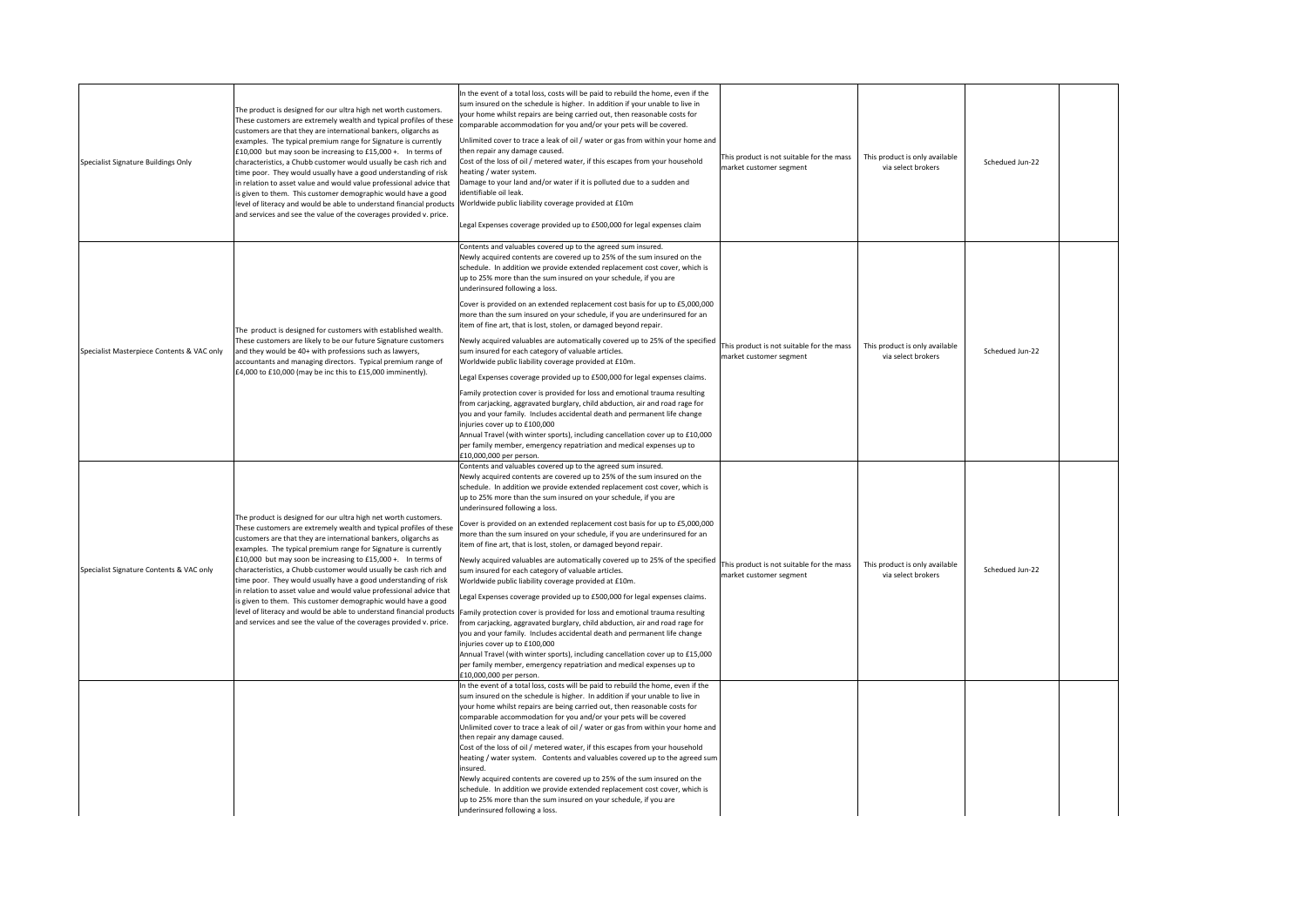| | | | | | | |
|---|---|---|---|---|---|---|
| Specialist Signature Buildings Only | The product is designed for our ultra high net worth customers. These customers are extremely wealth and typical profiles of these customers are that they are international bankers, oligarchs as examples. The typical premium range for Signature is currently £10,000 but may soon be increasing to £15,000 +. In terms of characteristics, a Chubb customer would usually be cash rich and time poor. They would usually have a good understanding of risk in relation to asset value and would value professional advice that is given to them. This customer demographic would have a good level of literacy and would be able to understand financial products and services and see the value of the coverages provided v. price. | In the event of a total loss, costs will be paid to rebuild the home, even if the sum insured on the schedule is higher. In addition if your unable to live in your home whilst repairs are being carried out, then reasonable costs for comparable accommodation for you and/or your pets will be covered.<br><br>Unlimited cover to trace a leak of oil / water or gas from within your home and then repair any damage caused.<br>Cost of the loss of oil / metered water, if this escapes from your household heating / water system.<br>Damage to your land and/or water if it is polluted due to a sudden and identifiable oil leak.<br>Worldwide public liability coverage provided at £10m<br><br>Legal Expenses coverage provided up to £500,000 for legal expenses claim | This product is not suitable for the mass market customer segment | This product is only available via select brokers | Schedued Jun-22 | |
| Specialist Masterpiece Contents & VAC only | The product is designed for customers with established wealth. These customers are likely to be our future Signature customers and they would be 40+ with professions such as lawyers, accountants and managing directors. Typical premium range of £4,000 to £10,000 (may be inc this to £15,000 imminently). | Contents and valuables covered up to the agreed sum insured.<br>Newly acquired contents are covered up to 25% of the sum insured on the schedule. In addition we provide extended replacement cost cover, which is up to 25% more than the sum insured on your schedule, if you are underinsured following a loss.<br><br>Cover is provided on an extended replacement cost basis for up to £5,000,000 more than the sum insured on your schedule, if you are underinsured for an item of fine art, that is lost, stolen, or damaged beyond repair.<br><br>Newly acquired valuables are automatically covered up to 25% of the specified sum insured for each category of valuable articles.<br>Worldwide public liability coverage provided at £10m.<br><br>Legal Expenses coverage provided up to £500,000 for legal expenses claims.<br><br>Family protection cover is provided for loss and emotional trauma resulting from carjacking, aggravated burglary, child abduction, air and road rage for you and your family. Includes accidental death and permanent life change injuries cover up to £100,000<br>Annual Travel (with winter sports), including cancellation cover up to £10,000 per family member, emergency repatriation and medical expenses up to £10,000,000 per person. | This product is not suitable for the mass market customer segment | This product is only available via select brokers | Schedued Jun-22 | |
| Specialist Signature Contents & VAC only | The product is designed for our ultra high net worth customers. These customers are extremely wealth and typical profiles of these customers are that they are international bankers, oligarchs as examples. The typical premium range for Signature is currently £10,000 but may soon be increasing to £15,000 +. In terms of characteristics, a Chubb customer would usually be cash rich and time poor. They would usually have a good understanding of risk in relation to asset value and would value professional advice that is given to them. This customer demographic would have a good level of literacy and would be able to understand financial products and services and see the value of the coverages provided v. price. | Contents and valuables covered up to the agreed sum insured.<br>Newly acquired contents are covered up to 25% of the sum insured on the schedule. In addition we provide extended replacement cost cover, which is up to 25% more than the sum insured on your schedule, if you are underinsured following a loss.<br><br>Cover is provided on an extended replacement cost basis for up to £5,000,000 more than the sum insured on your schedule, if you are underinsured for an item of fine art, that is lost, stolen, or damaged beyond repair.<br><br>Newly acquired valuables are automatically covered up to 25% of the specified sum insured for each category of valuable articles.<br>Worldwide public liability coverage provided at £10m.<br><br>Legal Expenses coverage provided up to £500,000 for legal expenses claims.<br><br>Family protection cover is provided for loss and emotional trauma resulting from carjacking, aggravated burglary, child abduction, air and road rage for you and your family. Includes accidental death and permanent life change injuries cover up to £100,000<br>Annual Travel (with winter sports), including cancellation cover up to £15,000 per family member, emergency repatriation and medical expenses up to £10,000,000 per person. | This product is not suitable for the mass market customer segment | This product is only available via select brokers | Schedued Jun-22 | |
| | | In the event of a total loss, costs will be paid to rebuild the home, even if the sum insured on the schedule is higher. In addition if your unable to live in your home whilst repairs are being carried out, then reasonable costs for comparable accommodation for you and/or your pets will be covered<br>Unlimited cover to trace a leak of oil / water or gas from within your home and then repair any damage caused.<br>Cost of the loss of oil / metered water, if this escapes from your household heating / water system. Contents and valuables covered up to the agreed sum insured.<br>Newly acquired contents are covered up to 25% of the sum insured on the schedule. In addition we provide extended replacement cost cover, which is up to 25% more than the sum insured on your schedule, if you are underinsured following a loss. | | | | |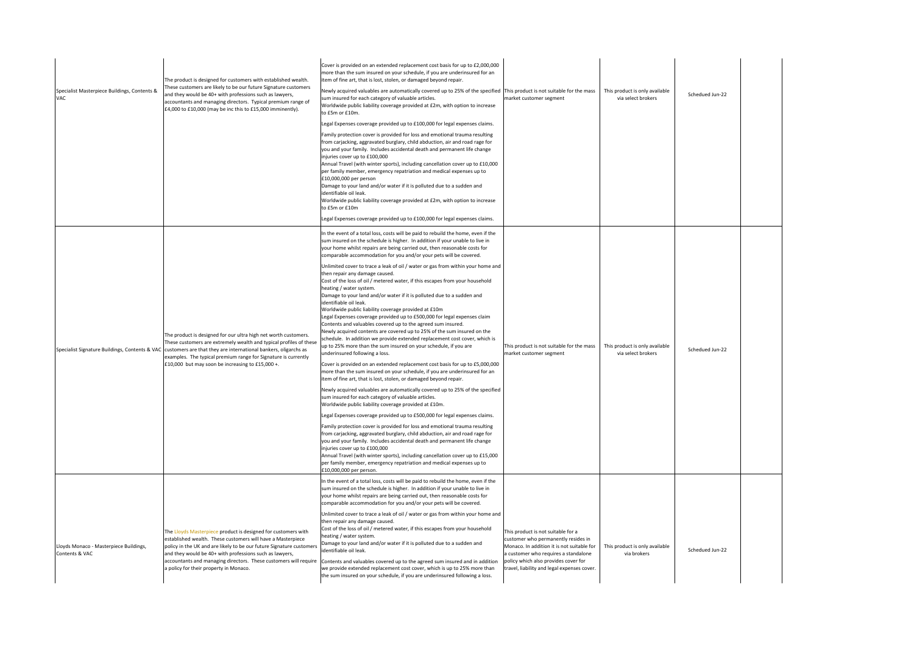| | | | | | | |
|---|---|---|---|---|---|---|
| Specialist Masterpiece Buildings, Contents & VAC | The product is designed for customers with established wealth. These customers are likely to be our future Signature customers and they would be 40+ with professions such as lawyers, accountants and managing directors. Typical premium range of £4,000 to £10,000 (may be inc this to £15,000 imminently). | Cover is provided on an extended replacement cost basis for up to £2,000,000 more than the sum insured on your schedule, if you are underinsured for an item of fine art, that is lost, stolen, or damaged beyond repair.<br><br>Newly acquired valuables are automatically covered up to 25% of the specified sum insured for each category of valuable articles.<br>Worldwide public liability coverage provided at £2m, with option to increase to £5m or £10m.<br><br>Legal Expenses coverage provided up to £100,000 for legal expenses claims.<br><br>Family protection cover is provided for loss and emotional trauma resulting from carjacking, aggravated burglary, child abduction, air and road rage for you and your family. Includes accidental death and permanent life change injuries cover up to £100,000<br>Annual Travel (with winter sports), including cancellation cover up to £10,000 per family member, emergency repatriation and medical expenses up to £10,000,000 per person<br>Damage to your land and/or water if it is polluted due to a sudden and identifiable oil leak.<br>Worldwide public liability coverage provided at £2m, with option to increase to £5m or £10m<br><br>Legal Expenses coverage provided up to £100,000 for legal expenses claims. | This product is not suitable for the mass market customer segment | This product is only available via select brokers | Schedued Jun-22 | |
| Specialist Signature Buildings, Contents & VAC | The product is designed for our ultra high net worth customers. These customers are extremely wealth and typical profiles of these customers are that they are international bankers, oligarchs as examples. The typical premium range for Signature is currently £10,000 but may soon be increasing to £15,000 +. | In the event of a total loss, costs will be paid to rebuild the home, even if the sum insured on the schedule is higher. In addition if your unable to live in your home whilst repairs are being carried out, then reasonable costs for comparable accommodation for you and/or your pets will be covered.<br><br>Unlimited cover to trace a leak of oil / water or gas from within your home and then repair any damage caused.<br>Cost of the loss of oil / metered water, if this escapes from your household heating / water system.<br>Damage to your land and/or water if it is polluted due to a sudden and identifiable oil leak.<br>Worldwide public liability coverage provided at £10m<br>Legal Expenses coverage provided up to £500,000 for legal expenses claim<br>Contents and valuables covered up to the agreed sum insured.<br>Newly acquired contents are covered up to 25% of the sum insured on the schedule. In addition we provide extended replacement cost cover, which is up to 25% more than the sum insured on your schedule, if you are underinsured following a loss.<br><br>Cover is provided on an extended replacement cost basis for up to £5,000,000 more than the sum insured on your schedule, if you are underinsured for an item of fine art, that is lost, stolen, or damaged beyond repair.<br><br>Newly acquired valuables are automatically covered up to 25% of the specified sum insured for each category of valuable articles.<br>Worldwide public liability coverage provided at £10m.<br><br>Legal Expenses coverage provided up to £500,000 for legal expenses claims.<br><br>Family protection cover is provided for loss and emotional trauma resulting from carjacking, aggravated burglary, child abduction, air and road rage for you and your family. Includes accidental death and permanent life change injuries cover up to £100,000<br>Annual Travel (with winter sports), including cancellation cover up to £15,000 per family member, emergency repatriation and medical expenses up to £10,000,000 per person. | This product is not suitable for the mass market customer segment | This product is only available via select brokers | Schedued Jun-22 | |
| Lloyds Monaco - Masterpiece Buildings, Contents & VAC | The Lloyds Masterpiece product is designed for customers with established wealth. These customers will have a Masterpiece policy in the UK and are likely to be our future Signature customers and they would be 40+ with professions such as lawyers, accountants and managing directors. These customers will require a policy for their property in Monaco. | In the event of a total loss, costs will be paid to rebuild the home, even if the sum insured on the schedule is higher. In addition if your unable to live in your home whilst repairs are being carried out, then reasonable costs for comparable accommodation for you and/or your pets will be covered.<br><br>Unlimited cover to trace a leak of oil / water or gas from within your home and then repair any damage caused.<br>Cost of the loss of oil / metered water, if this escapes from your household heating / water system.<br>Damage to your land and/or water if it is polluted due to a sudden and identifiable oil leak.<br><br>Contents and valuables covered up to the agreed sum insured and in addition we provide extended replacement cost cover, which is up to 25% more than the sum insured on your schedule, if you are underinsured following a loss. | This product is not suitable for a customer who permanently resides in Monaco. In addition it is not suitable for a customer who requires a standalone policy which also provides cover for travel, liability and legal expenses cover. | This product is only available via brokers | Schedued Jun-22 | |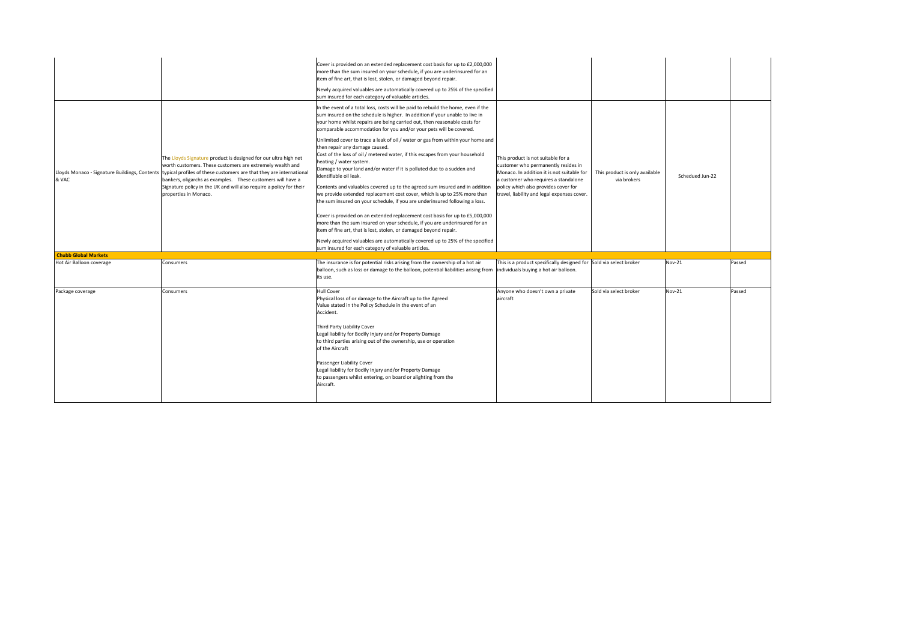| | | | | | | |
|---|---|---|---|---|---|---|
| | | Cover is provided on an extended replacement cost basis for up to £2,000,000 more than the sum insured on your schedule, if you are underinsured for an item of fine art, that is lost, stolen, or damaged beyond repair.<br><br>Newly acquired valuables are automatically covered up to 25% of the specified sum insured for each category of valuable articles. | | | | |
| Lloyds Monaco - Signature Buildings, Contents & VAC | The Lloyds Signature product is designed for our ultra high net worth customers. These customers are extremely wealth and typical profiles of these customers are that they are international bankers, oligarchs as examples. These customers will have a Signature policy in the UK and will also require a policy for their properties in Monaco. | In the event of a total loss, costs will be paid to rebuild the home, even if the sum insured on the schedule is higher. In addition if your unable to live in your home whilst repairs are being carried out, then reasonable costs for comparable accommodation for you and/or your pets will be covered.<br><br>Unlimited cover to trace a leak of oil / water or gas from within your home and then repair any damage caused.<br>Cost of the loss of oil / metered water, if this escapes from your household heating / water system.<br>Damage to your land and/or water if it is polluted due to a sudden and identifiable oil leak.<br><br>Contents and valuables covered up to the agreed sum insured and in addition we provide extended replacement cost cover, which is up to 25% more than the sum insured on your schedule, if you are underinsured following a loss.<br><br>Cover is provided on an extended replacement cost basis for up to £5,000,000 more than the sum insured on your schedule, if you are underinsured for an item of fine art, that is lost, stolen, or damaged beyond repair.<br><br>Newly acquired valuables are automatically covered up to 25% of the specified sum insured for each category of valuable articles. | This product is not suitable for a customer who permanently resides in Monaco. In addition it is not suitable for a customer who requires a standalone policy which also provides cover for travel, liability and legal expenses cover. | This product is only available via brokers | Schedued Jun-22 | |
| **Chubb Global Markets** | | | | | | |
| Hot Air Balloon coverage | Consumers | The insurance is for potential risks arising from the ownership of a hot air balloon, such as loss or damage to the balloon, potential liabilities arising from its use. | This is a product specifically designed for individuals buying a hot air balloon. | Sold via select broker | Nov-21 | Passed |
| Package coverage | Consumers | Hull Cover<br>Physical loss of or damage to the Aircraft up to the Agreed Value stated in the Policy Schedule in the event of an Accident.<br><br>Third Party Liability Cover<br>Legal liability for Bodily Injury and/or Property Damage to third parties arising out of the ownership, use or operation of the Aircraft<br><br>Passenger Liability Cover<br>Legal liability for Bodily Injury and/or Property Damage to passengers whilst entering, on board or alighting from the Aircraft. | Anyone who doesn't own a private aircraft | Sold via select broker | Nov-21 | Passed |